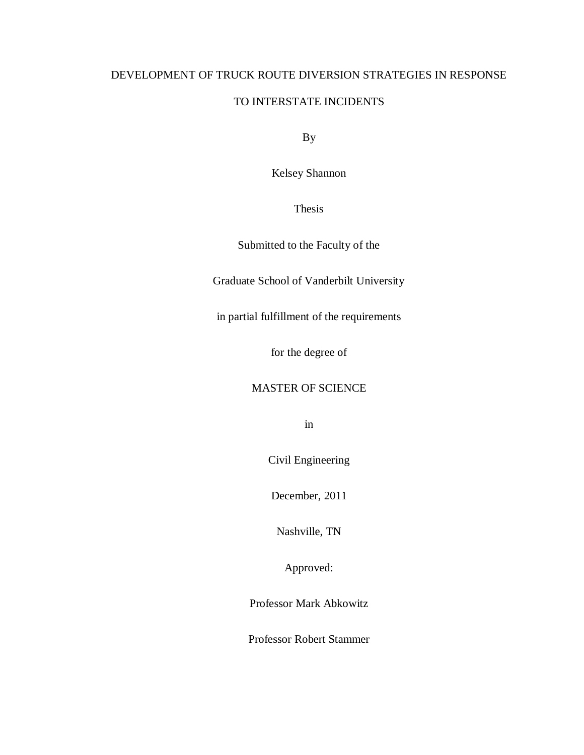# DEVELOPMENT OF TRUCK ROUTE DIVERSION STRATEGIES IN RESPONSE TO INTERSTATE INCIDENTS

By

Kelsey Shannon

Thesis

Submitted to the Faculty of the

Graduate School of Vanderbilt University

in partial fulfillment of the requirements

for the degree of

MASTER OF SCIENCE

in

Civil Engineering

December, 2011

Nashville, TN

Approved:

Professor Mark Abkowitz

Professor Robert Stammer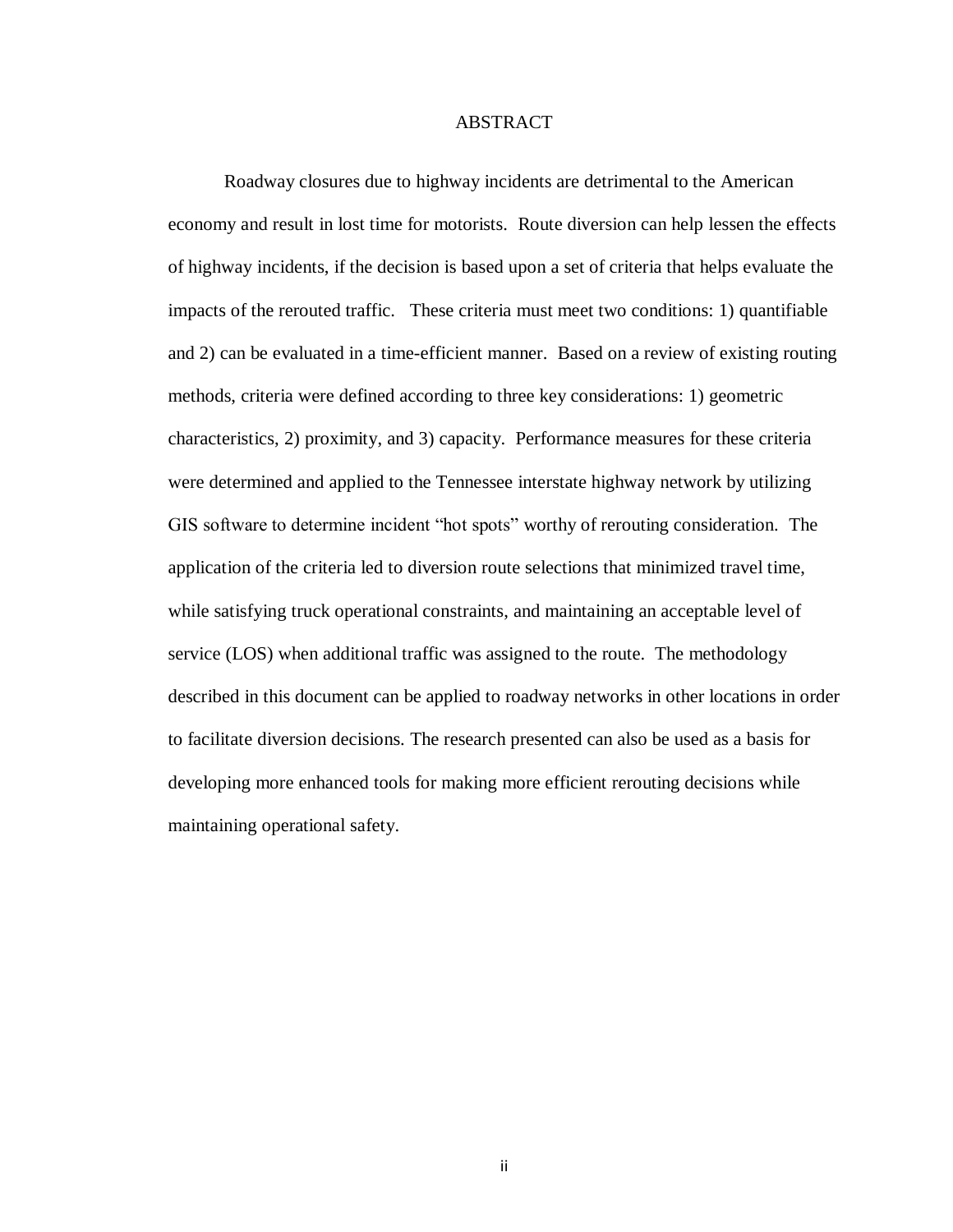# ABSTRACT

Roadway closures due to highway incidents are detrimental to the American economy and result in lost time for motorists. Route diversion can help lessen the effects of highway incidents, if the decision is based upon a set of criteria that helps evaluate the impacts of the rerouted traffic. These criteria must meet two conditions: 1) quantifiable and 2) can be evaluated in a time-efficient manner. Based on a review of existing routing methods, criteria were defined according to three key considerations: 1) geometric characteristics, 2) proximity, and 3) capacity. Performance measures for these criteria were determined and applied to the Tennessee interstate highway network by utilizing GIS software to determine incident "hot spots" worthy of rerouting consideration. The application of the criteria led to diversion route selections that minimized travel time, while satisfying truck operational constraints, and maintaining an acceptable level of service (LOS) when additional traffic was assigned to the route. The methodology described in this document can be applied to roadway networks in other locations in order to facilitate diversion decisions. The research presented can also be used as a basis for developing more enhanced tools for making more efficient rerouting decisions while maintaining operational safety.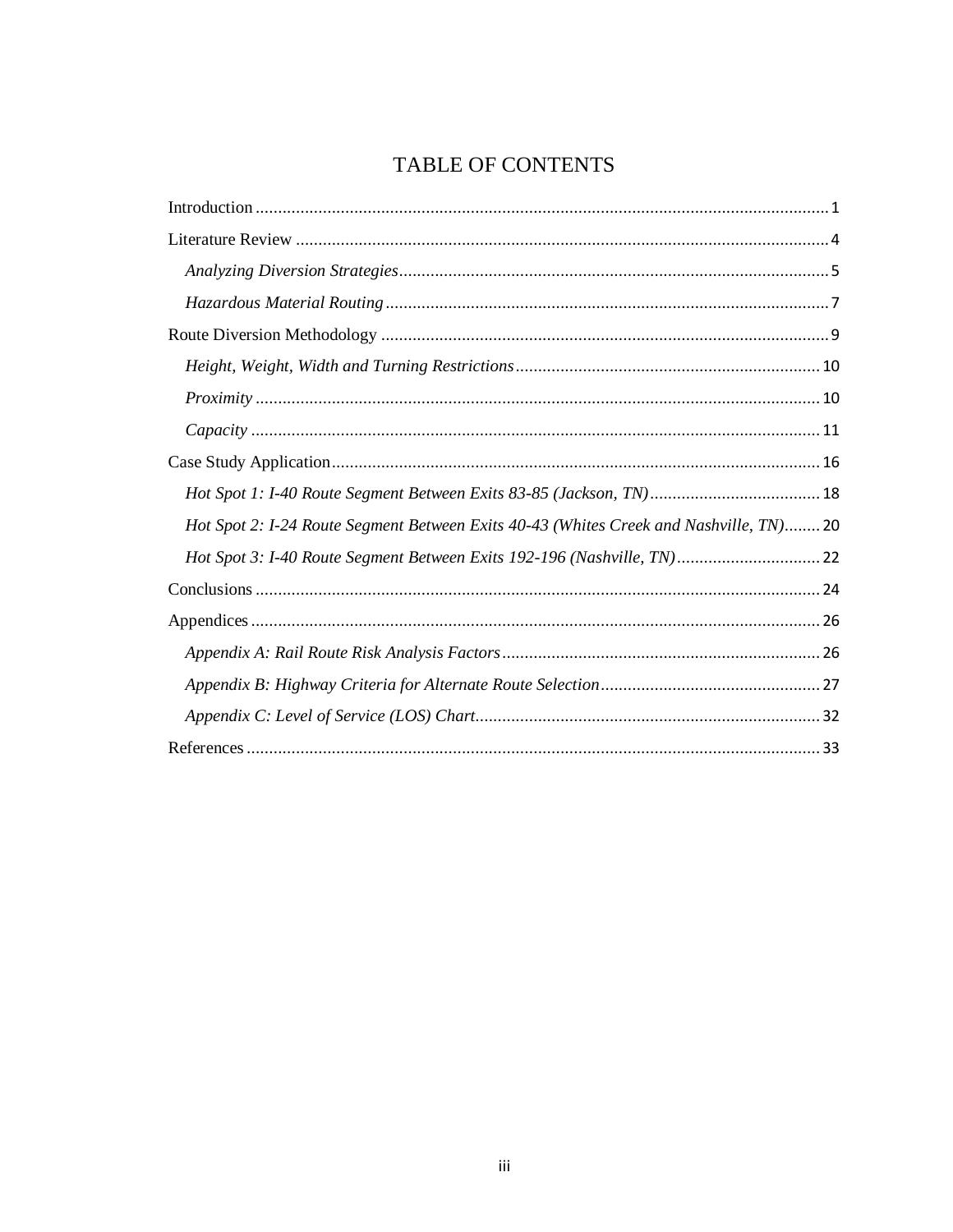# TABLE OF CONTENTS

Introduction ..... 1

Literature Review ..... 4

*Analyzing Diversion Strategies* ..... 5

*Hazardous Material Routing* ..... 7

Route Diversion Methodology ..... 9

*Height, Weight, Width and Turning Restrictions* ..... 10

*Proximity* ..... 10

*Capacity* ..... 11

Case Study Application ..... 16

*Hot Spot 1: I-40 Route Segment Between Exits 83-85 (Jackson, TN)* ..... 18

*Hot Spot 2: I-24 Route Segment Between Exits 40-43 (Whites Creek and Nashville, TN)* ..... 20

*Hot Spot 3: I-40 Route Segment Between Exits 192-196 (Nashville, TN)* ..... 22

Conclusions ..... 24

Appendices ..... 26

*Appendix A: Rail Route Risk Analysis Factors* ..... 26

*Appendix B: Highway Criteria for Alternate Route Selection* ..... 27

*Appendix C: Level of Service (LOS) Chart* ..... 32

References ..... 33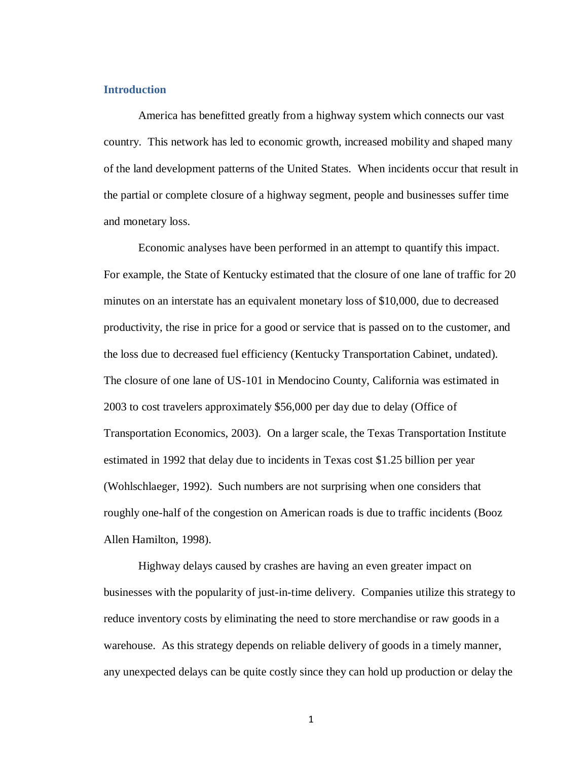## Introduction

America has benefitted greatly from a highway system which connects our vast country. This network has led to economic growth, increased mobility and shaped many of the land development patterns of the United States. When incidents occur that result in the partial or complete closure of a highway segment, people and businesses suffer time and monetary loss.

Economic analyses have been performed in an attempt to quantify this impact. For example, the State of Kentucky estimated that the closure of one lane of traffic for 20 minutes on an interstate has an equivalent monetary loss of $10,000, due to decreased productivity, the rise in price for a good or service that is passed on to the customer, and the loss due to decreased fuel efficiency (Kentucky Transportation Cabinet, undated). The closure of one lane of US-101 in Mendocino County, California was estimated in 2003 to cost travelers approximately $56,000 per day due to delay (Office of Transportation Economics, 2003). On a larger scale, the Texas Transportation Institute estimated in 1992 that delay due to incidents in Texas cost $1.25 billion per year (Wohlschlaeger, 1992). Such numbers are not surprising when one considers that roughly one-half of the congestion on American roads is due to traffic incidents (Booz Allen Hamilton, 1998).

Highway delays caused by crashes are having an even greater impact on businesses with the popularity of just-in-time delivery. Companies utilize this strategy to reduce inventory costs by eliminating the need to store merchandise or raw goods in a warehouse. As this strategy depends on reliable delivery of goods in a timely manner, any unexpected delays can be quite costly since they can hold up production or delay the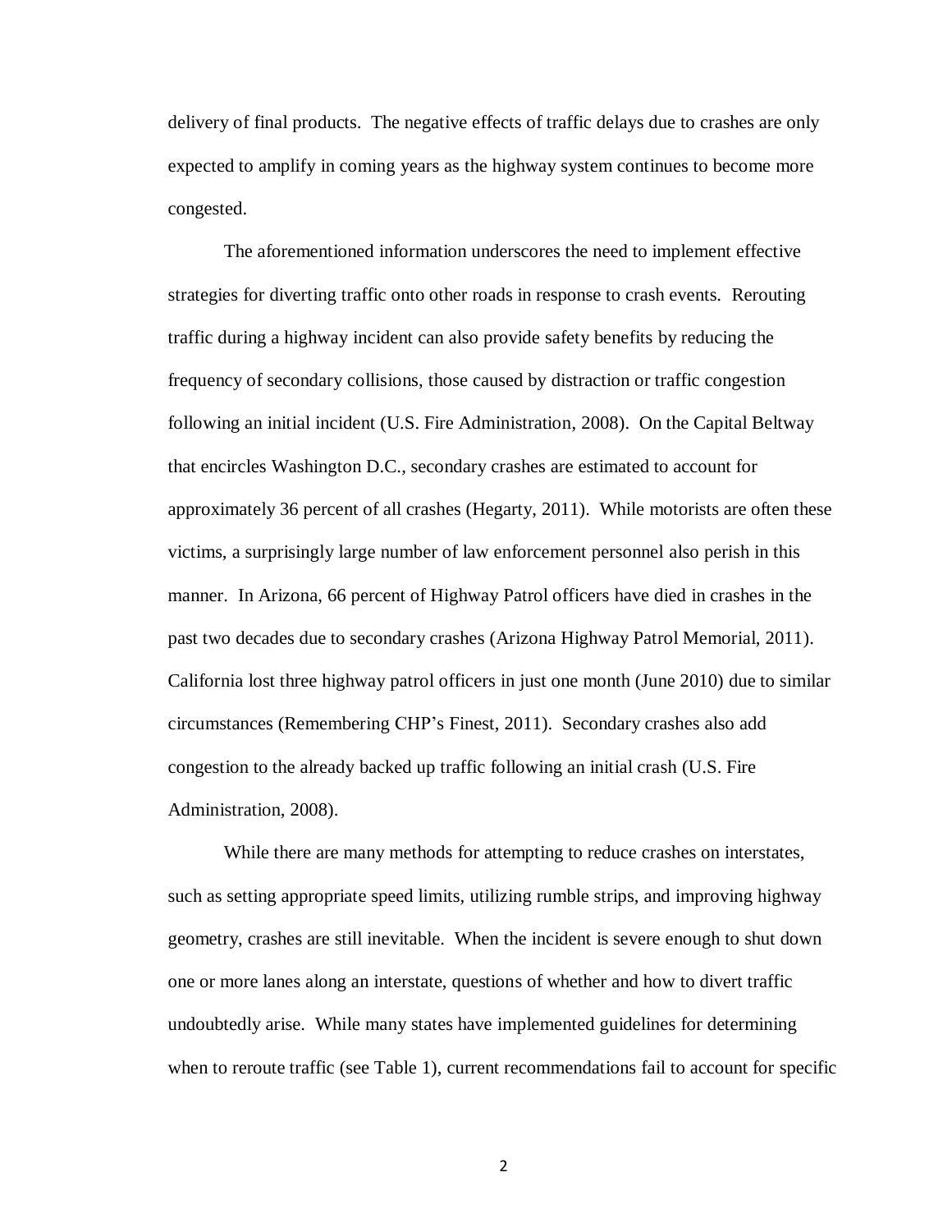delivery of final products. The negative effects of traffic delays due to crashes are only expected to amplify in coming years as the highway system continues to become more congested.

The aforementioned information underscores the need to implement effective strategies for diverting traffic onto other roads in response to crash events. Rerouting traffic during a highway incident can also provide safety benefits by reducing the frequency of secondary collisions, those caused by distraction or traffic congestion following an initial incident (U.S. Fire Administration, 2008). On the Capital Beltway that encircles Washington D.C., secondary crashes are estimated to account for approximately 36 percent of all crashes (Hegarty, 2011). While motorists are often these victims, a surprisingly large number of law enforcement personnel also perish in this manner. In Arizona, 66 percent of Highway Patrol officers have died in crashes in the past two decades due to secondary crashes (Arizona Highway Patrol Memorial, 2011). California lost three highway patrol officers in just one month (June 2010) due to similar circumstances (Remembering CHP's Finest, 2011). Secondary crashes also add congestion to the already backed up traffic following an initial crash (U.S. Fire Administration, 2008).

While there are many methods for attempting to reduce crashes on interstates, such as setting appropriate speed limits, utilizing rumble strips, and improving highway geometry, crashes are still inevitable. When the incident is severe enough to shut down one or more lanes along an interstate, questions of whether and how to divert traffic undoubtedly arise. While many states have implemented guidelines for determining when to reroute traffic (see Table 1), current recommendations fail to account for specific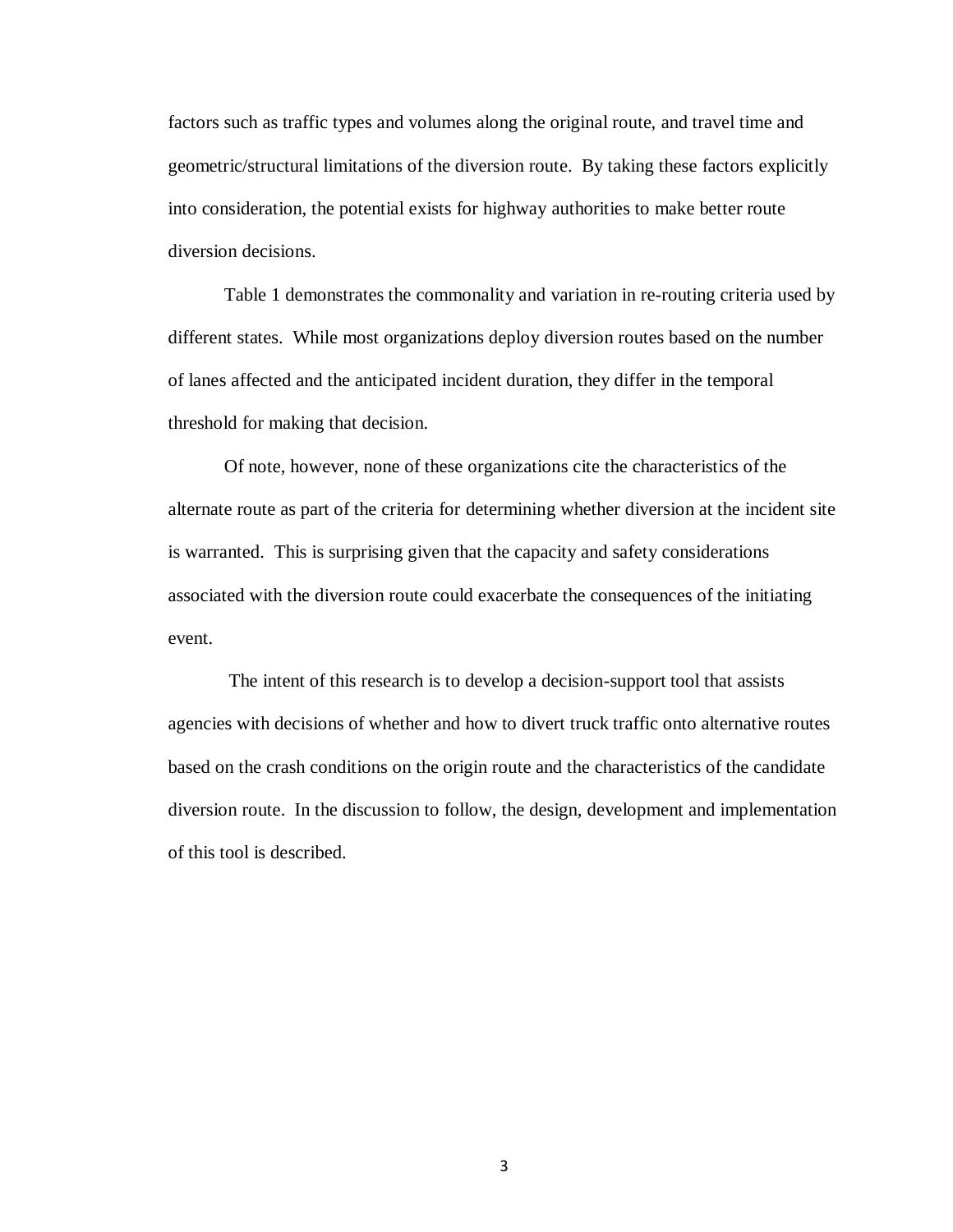factors such as traffic types and volumes along the original route, and travel time and geometric/structural limitations of the diversion route. By taking these factors explicitly into consideration, the potential exists for highway authorities to make better route diversion decisions.

Table 1 demonstrates the commonality and variation in re-routing criteria used by different states. While most organizations deploy diversion routes based on the number of lanes affected and the anticipated incident duration, they differ in the temporal threshold for making that decision.

Of note, however, none of these organizations cite the characteristics of the alternate route as part of the criteria for determining whether diversion at the incident site is warranted. This is surprising given that the capacity and safety considerations associated with the diversion route could exacerbate the consequences of the initiating event.

The intent of this research is to develop a decision-support tool that assists agencies with decisions of whether and how to divert truck traffic onto alternative routes based on the crash conditions on the origin route and the characteristics of the candidate diversion route. In the discussion to follow, the design, development and implementation of this tool is described.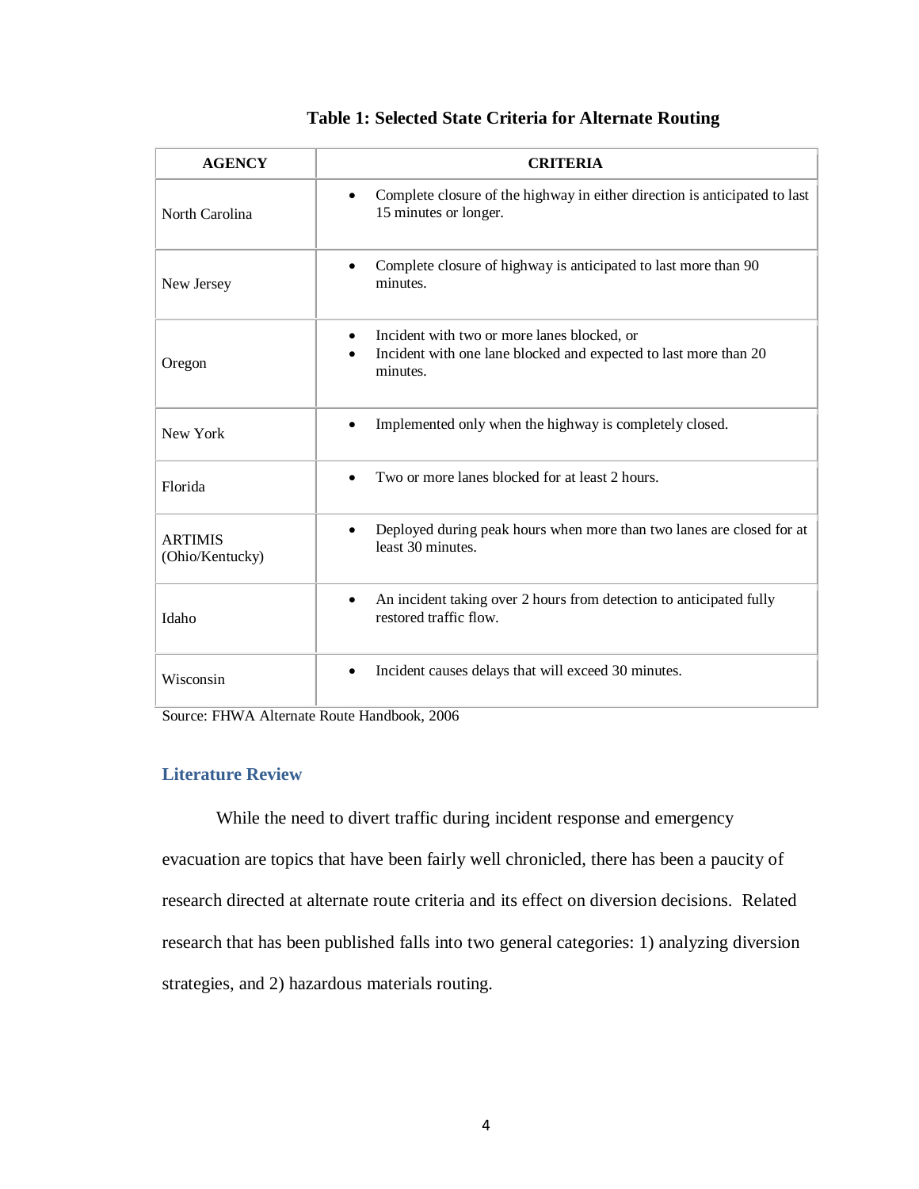**Table 1: Selected State Criteria for Alternate Routing**

| AGENCY | CRITERIA |
|---|---|
| North Carolina | • Complete closure of the highway in either direction is anticipated to last 15 minutes or longer. |
| New Jersey | • Complete closure of highway is anticipated to last more than 90 minutes. |
| Oregon | • Incident with two or more lanes blocked, or<br>• Incident with one lane blocked and expected to last more than 20 minutes. |
| New York | • Implemented only when the highway is completely closed. |
| Florida | • Two or more lanes blocked for at least 2 hours. |
| ARTIMIS (Ohio/Kentucky) | • Deployed during peak hours when more than two lanes are closed for at least 30 minutes. |
| Idaho | • An incident taking over 2 hours from detection to anticipated fully restored traffic flow. |
| Wisconsin | • Incident causes delays that will exceed 30 minutes. |

Source: FHWA Alternate Route Handbook, 2006

## Literature Review

While the need to divert traffic during incident response and emergency evacuation are topics that have been fairly well chronicled, there has been a paucity of research directed at alternate route criteria and its effect on diversion decisions. Related research that has been published falls into two general categories: 1) analyzing diversion strategies, and 2) hazardous materials routing.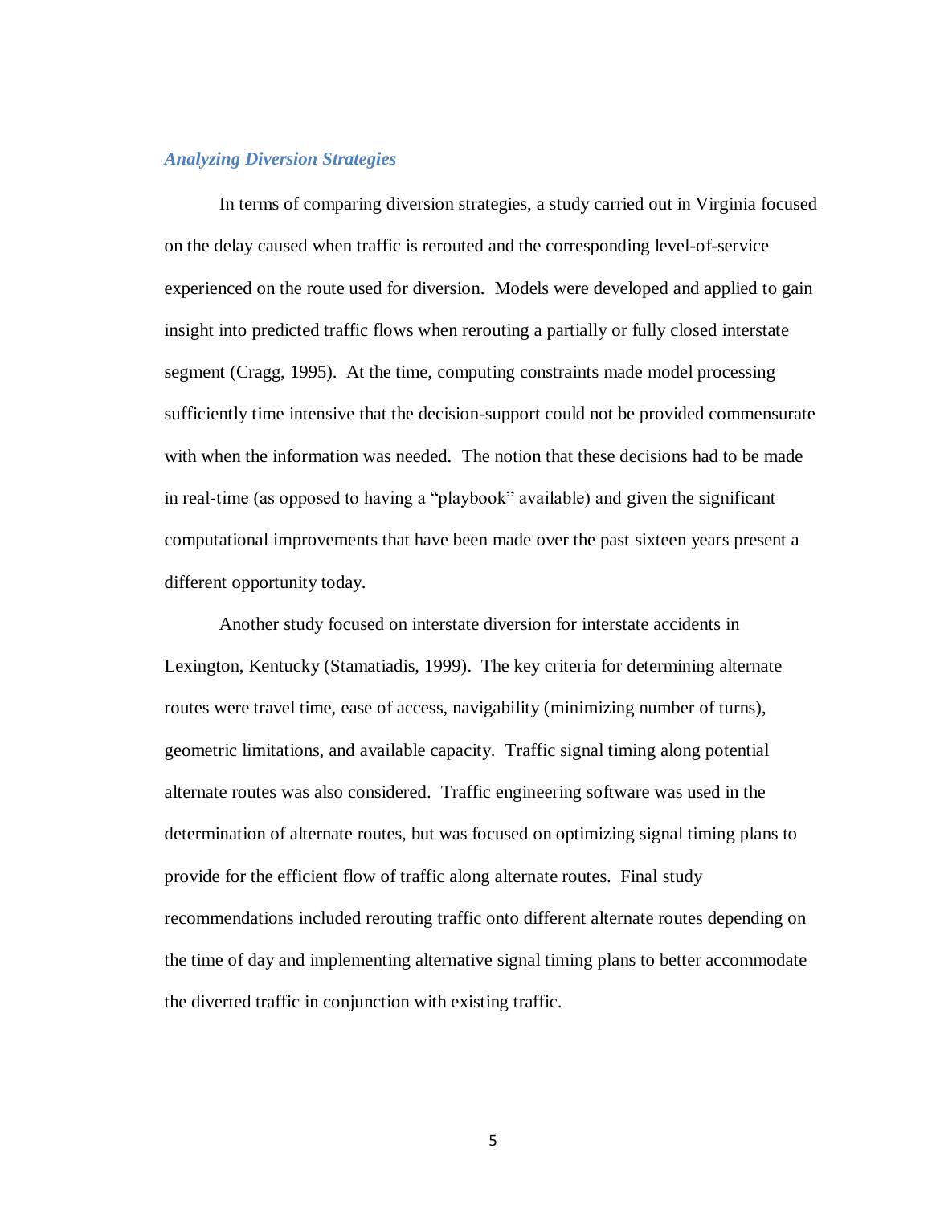### *Analyzing Diversion Strategies*

In terms of comparing diversion strategies, a study carried out in Virginia focused on the delay caused when traffic is rerouted and the corresponding level-of-service experienced on the route used for diversion. Models were developed and applied to gain insight into predicted traffic flows when rerouting a partially or fully closed interstate segment (Cragg, 1995). At the time, computing constraints made model processing sufficiently time intensive that the decision-support could not be provided commensurate with when the information was needed. The notion that these decisions had to be made in real-time (as opposed to having a "playbook" available) and given the significant computational improvements that have been made over the past sixteen years present a different opportunity today.

Another study focused on interstate diversion for interstate accidents in Lexington, Kentucky (Stamatiadis, 1999). The key criteria for determining alternate routes were travel time, ease of access, navigability (minimizing number of turns), geometric limitations, and available capacity. Traffic signal timing along potential alternate routes was also considered. Traffic engineering software was used in the determination of alternate routes, but was focused on optimizing signal timing plans to provide for the efficient flow of traffic along alternate routes. Final study recommendations included rerouting traffic onto different alternate routes depending on the time of day and implementing alternative signal timing plans to better accommodate the diverted traffic in conjunction with existing traffic.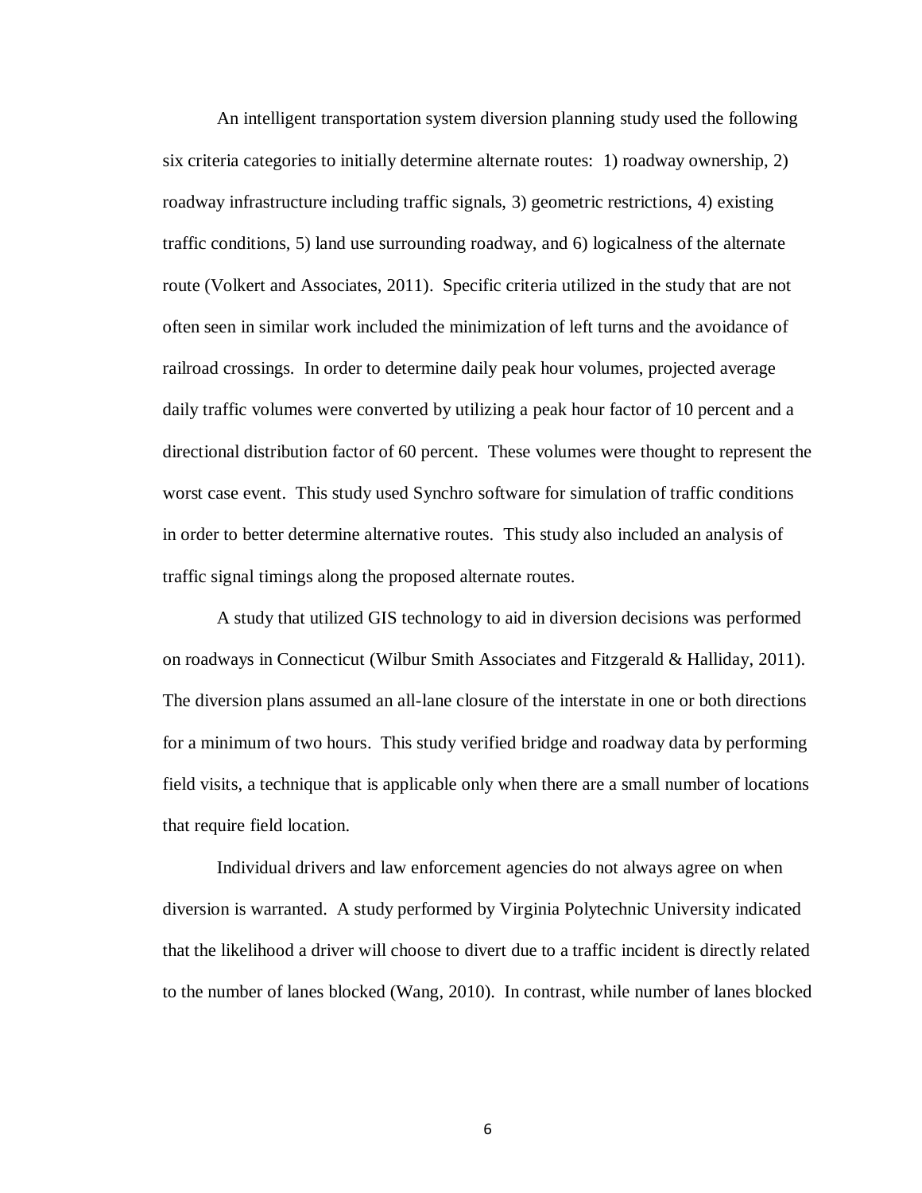An intelligent transportation system diversion planning study used the following six criteria categories to initially determine alternate routes: 1) roadway ownership, 2) roadway infrastructure including traffic signals, 3) geometric restrictions, 4) existing traffic conditions, 5) land use surrounding roadway, and 6) logicalness of the alternate route (Volkert and Associates, 2011). Specific criteria utilized in the study that are not often seen in similar work included the minimization of left turns and the avoidance of railroad crossings. In order to determine daily peak hour volumes, projected average daily traffic volumes were converted by utilizing a peak hour factor of 10 percent and a directional distribution factor of 60 percent. These volumes were thought to represent the worst case event. This study used Synchro software for simulation of traffic conditions in order to better determine alternative routes. This study also included an analysis of traffic signal timings along the proposed alternate routes.

A study that utilized GIS technology to aid in diversion decisions was performed on roadways in Connecticut (Wilbur Smith Associates and Fitzgerald & Halliday, 2011). The diversion plans assumed an all-lane closure of the interstate in one or both directions for a minimum of two hours. This study verified bridge and roadway data by performing field visits, a technique that is applicable only when there are a small number of locations that require field location.

Individual drivers and law enforcement agencies do not always agree on when diversion is warranted. A study performed by Virginia Polytechnic University indicated that the likelihood a driver will choose to divert due to a traffic incident is directly related to the number of lanes blocked (Wang, 2010). In contrast, while number of lanes blocked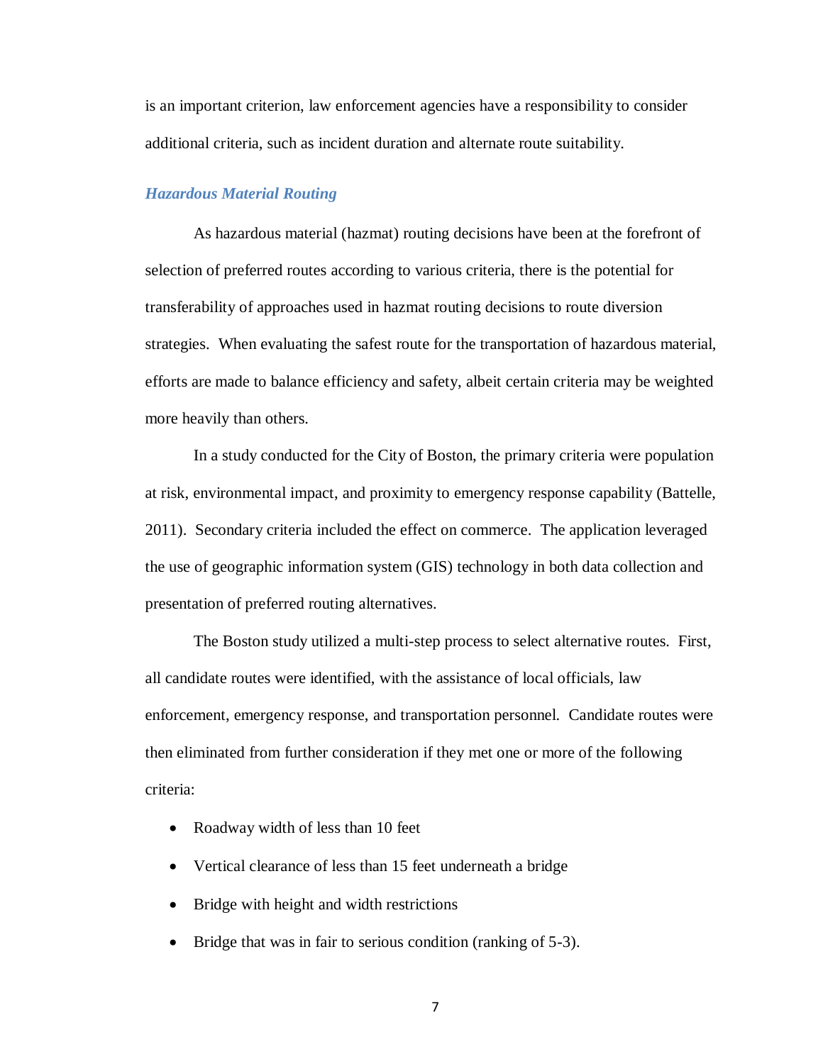is an important criterion, law enforcement agencies have a responsibility to consider additional criteria, such as incident duration and alternate route suitability.

### *Hazardous Material Routing*

As hazardous material (hazmat) routing decisions have been at the forefront of selection of preferred routes according to various criteria, there is the potential for transferability of approaches used in hazmat routing decisions to route diversion strategies. When evaluating the safest route for the transportation of hazardous material, efforts are made to balance efficiency and safety, albeit certain criteria may be weighted more heavily than others.

In a study conducted for the City of Boston, the primary criteria were population at risk, environmental impact, and proximity to emergency response capability (Battelle, 2011). Secondary criteria included the effect on commerce. The application leveraged the use of geographic information system (GIS) technology in both data collection and presentation of preferred routing alternatives.

The Boston study utilized a multi-step process to select alternative routes. First, all candidate routes were identified, with the assistance of local officials, law enforcement, emergency response, and transportation personnel. Candidate routes were then eliminated from further consideration if they met one or more of the following criteria:

- Roadway width of less than 10 feet
- Vertical clearance of less than 15 feet underneath a bridge
- Bridge with height and width restrictions
- Bridge that was in fair to serious condition (ranking of 5-3).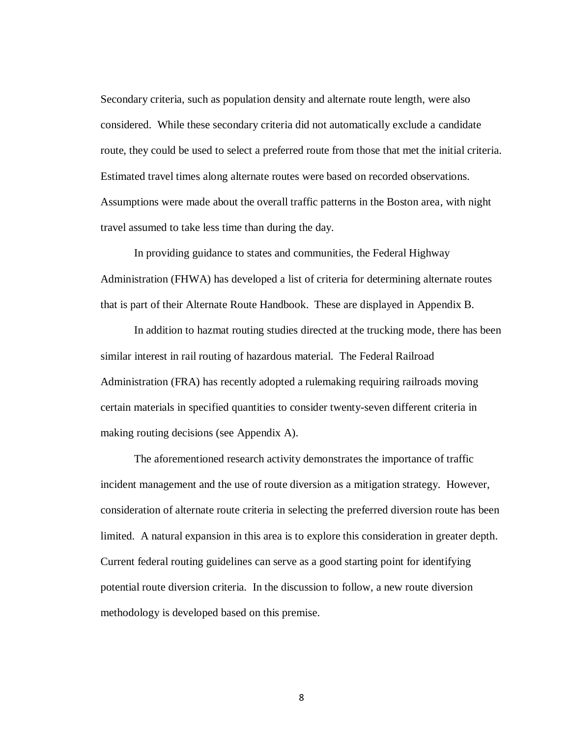Secondary criteria, such as population density and alternate route length, were also considered. While these secondary criteria did not automatically exclude a candidate route, they could be used to select a preferred route from those that met the initial criteria. Estimated travel times along alternate routes were based on recorded observations. Assumptions were made about the overall traffic patterns in the Boston area, with night travel assumed to take less time than during the day.

In providing guidance to states and communities, the Federal Highway Administration (FHWA) has developed a list of criteria for determining alternate routes that is part of their Alternate Route Handbook. These are displayed in Appendix B.

In addition to hazmat routing studies directed at the trucking mode, there has been similar interest in rail routing of hazardous material. The Federal Railroad Administration (FRA) has recently adopted a rulemaking requiring railroads moving certain materials in specified quantities to consider twenty-seven different criteria in making routing decisions (see Appendix A).

The aforementioned research activity demonstrates the importance of traffic incident management and the use of route diversion as a mitigation strategy. However, consideration of alternate route criteria in selecting the preferred diversion route has been limited. A natural expansion in this area is to explore this consideration in greater depth. Current federal routing guidelines can serve as a good starting point for identifying potential route diversion criteria. In the discussion to follow, a new route diversion methodology is developed based on this premise.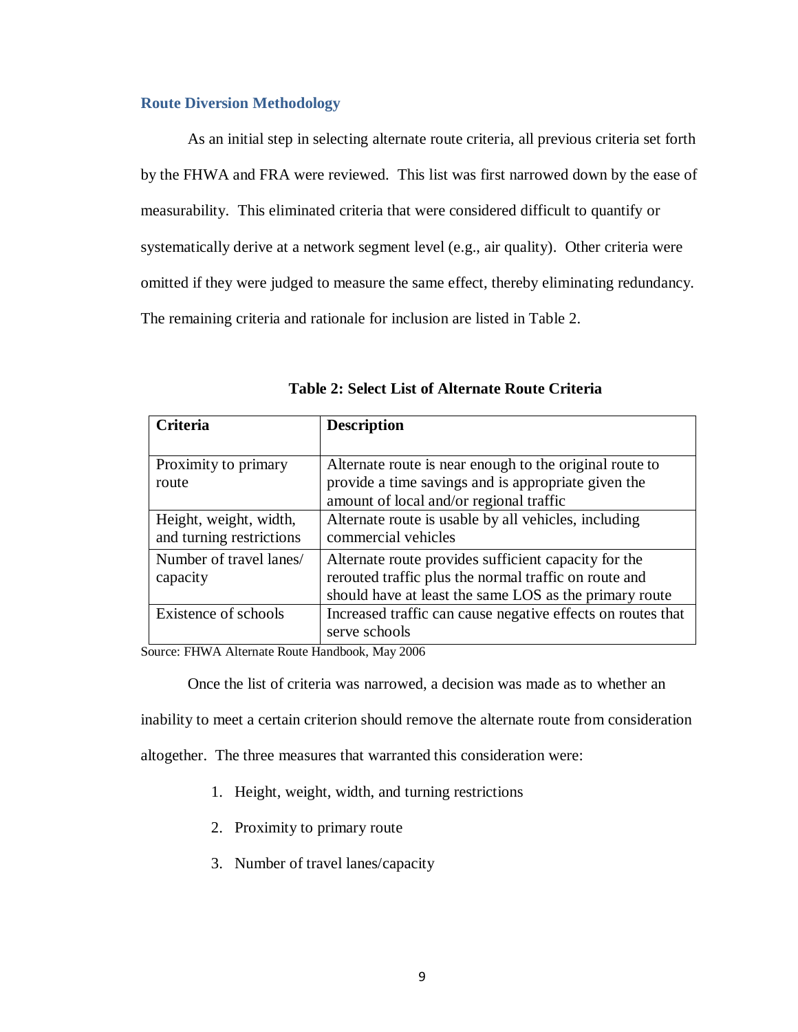## Route Diversion Methodology

As an initial step in selecting alternate route criteria, all previous criteria set forth by the FHWA and FRA were reviewed. This list was first narrowed down by the ease of measurability. This eliminated criteria that were considered difficult to quantify or systematically derive at a network segment level (e.g., air quality). Other criteria were omitted if they were judged to measure the same effect, thereby eliminating redundancy. The remaining criteria and rationale for inclusion are listed in Table 2.

**Table 2: Select List of Alternate Route Criteria**

| Criteria | Description |
|---|---|
| Proximity to primary route | Alternate route is near enough to the original route to provide a time savings and is appropriate given the amount of local and/or regional traffic |
| Height, weight, width, and turning restrictions | Alternate route is usable by all vehicles, including commercial vehicles |
| Number of travel lanes/ capacity | Alternate route provides sufficient capacity for the rerouted traffic plus the normal traffic on route and should have at least the same LOS as the primary route |
| Existence of schools | Increased traffic can cause negative effects on routes that serve schools |

Source: FHWA Alternate Route Handbook, May 2006

Once the list of criteria was narrowed, a decision was made as to whether an inability to meet a certain criterion should remove the alternate route from consideration altogether. The three measures that warranted this consideration were:

1. Height, weight, width, and turning restrictions
2. Proximity to primary route
3. Number of travel lanes/capacity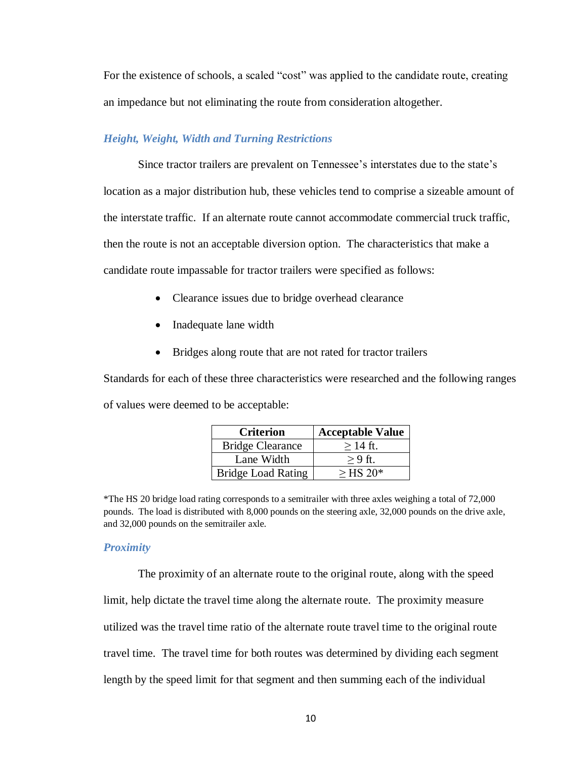For the existence of schools, a scaled “cost” was applied to the candidate route, creating an impedance but not eliminating the route from consideration altogether.

### *Height, Weight, Width and Turning Restrictions*

Since tractor trailers are prevalent on Tennessee’s interstates due to the state’s location as a major distribution hub, these vehicles tend to comprise a sizeable amount of the interstate traffic. If an alternate route cannot accommodate commercial truck traffic, then the route is not an acceptable diversion option. The characteristics that make a candidate route impassable for tractor trailers were specified as follows:

- Clearance issues due to bridge overhead clearance
- Inadequate lane width
- Bridges along route that are not rated for tractor trailers

Standards for each of these three characteristics were researched and the following ranges of values were deemed to be acceptable:

| Criterion | Acceptable Value |
|---|---|
| Bridge Clearance | ≥ 14 ft. |
| Lane Width | ≥ 9 ft. |
| Bridge Load Rating | ≥ HS 20* |

*The HS 20 bridge load rating corresponds to a semitrailer with three axles weighing a total of 72,000 pounds. The load is distributed with 8,000 pounds on the steering axle, 32,000 pounds on the drive axle, and 32,000 pounds on the semitrailer axle.

### *Proximity*

The proximity of an alternate route to the original route, along with the speed limit, help dictate the travel time along the alternate route. The proximity measure utilized was the travel time ratio of the alternate route travel time to the original route travel time. The travel time for both routes was determined by dividing each segment length by the speed limit for that segment and then summing each of the individual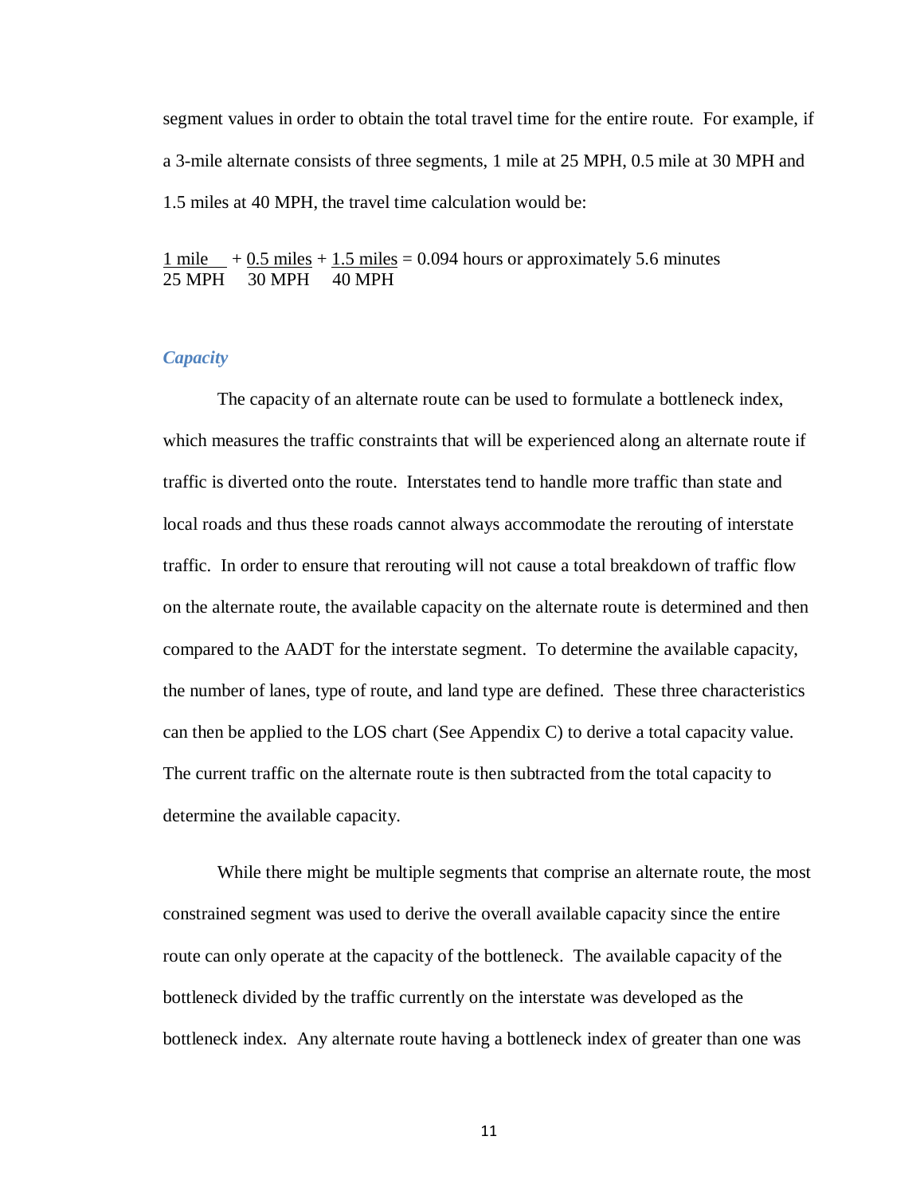segment values in order to obtain the total travel time for the entire route. For example, if a 3-mile alternate consists of three segments, 1 mile at 25 MPH, 0.5 mile at 30 MPH and 1.5 miles at 40 MPH, the travel time calculation would be:

$$\frac{1 \text{ mile}}{25 \text{ MPH}} + \frac{0.5 \text{ miles}}{30 \text{ MPH}} + \frac{1.5 \text{ miles}}{40 \text{ MPH}} = 0.094 \text{ hours or approximately 5.6 minutes}$$

### *Capacity*

The capacity of an alternate route can be used to formulate a bottleneck index, which measures the traffic constraints that will be experienced along an alternate route if traffic is diverted onto the route. Interstates tend to handle more traffic than state and local roads and thus these roads cannot always accommodate the rerouting of interstate traffic. In order to ensure that rerouting will not cause a total breakdown of traffic flow on the alternate route, the available capacity on the alternate route is determined and then compared to the AADT for the interstate segment. To determine the available capacity, the number of lanes, type of route, and land type are defined. These three characteristics can then be applied to the LOS chart (See Appendix C) to derive a total capacity value. The current traffic on the alternate route is then subtracted from the total capacity to determine the available capacity.

While there might be multiple segments that comprise an alternate route, the most constrained segment was used to derive the overall available capacity since the entire route can only operate at the capacity of the bottleneck. The available capacity of the bottleneck divided by the traffic currently on the interstate was developed as the bottleneck index. Any alternate route having a bottleneck index of greater than one was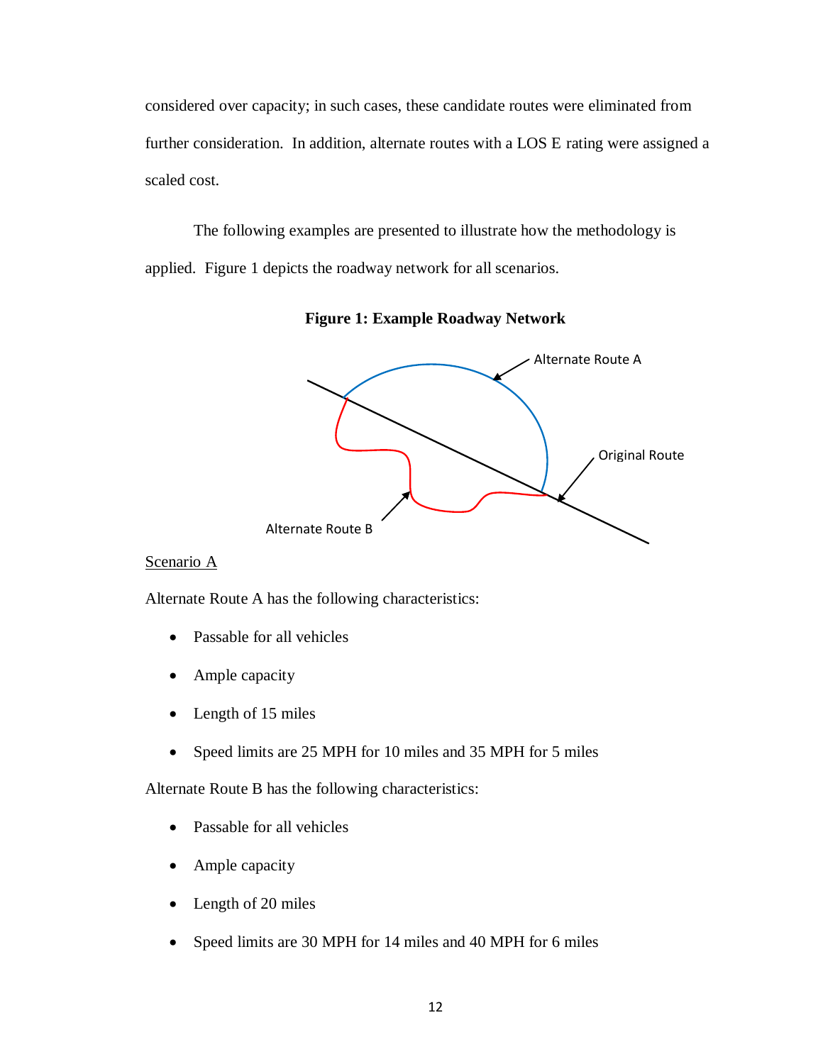considered over capacity; in such cases, these candidate routes were eliminated from further consideration. In addition, alternate routes with a LOS E rating were assigned a scaled cost.

The following examples are presented to illustrate how the methodology is applied. Figure 1 depicts the roadway network for all scenarios.

**Figure 1: Example Roadway Network**

Alternate Route A

Original Route

Alternate Route B

Scenario A

Alternate Route A has the following characteristics:

- Passable for all vehicles
- Ample capacity
- Length of 15 miles
- Speed limits are 25 MPH for 10 miles and 35 MPH for 5 miles

Alternate Route B has the following characteristics:

- Passable for all vehicles
- Ample capacity
- Length of 20 miles
- Speed limits are 30 MPH for 14 miles and 40 MPH for 6 miles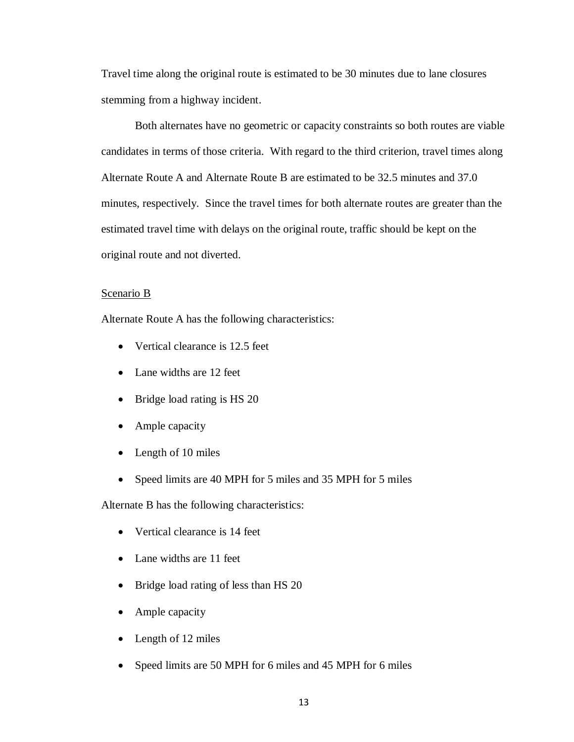Travel time along the original route is estimated to be 30 minutes due to lane closures stemming from a highway incident.

Both alternates have no geometric or capacity constraints so both routes are viable candidates in terms of those criteria. With regard to the third criterion, travel times along Alternate Route A and Alternate Route B are estimated to be 32.5 minutes and 37.0 minutes, respectively. Since the travel times for both alternate routes are greater than the estimated travel time with delays on the original route, traffic should be kept on the original route and not diverted.

<u>Scenario B</u>

Alternate Route A has the following characteristics:

- Vertical clearance is 12.5 feet
- Lane widths are 12 feet
- Bridge load rating is HS 20
- Ample capacity
- Length of 10 miles
- Speed limits are 40 MPH for 5 miles and 35 MPH for 5 miles

Alternate B has the following characteristics:

- Vertical clearance is 14 feet
- Lane widths are 11 feet
- Bridge load rating of less than HS 20
- Ample capacity
- Length of 12 miles
- Speed limits are 50 MPH for 6 miles and 45 MPH for 6 miles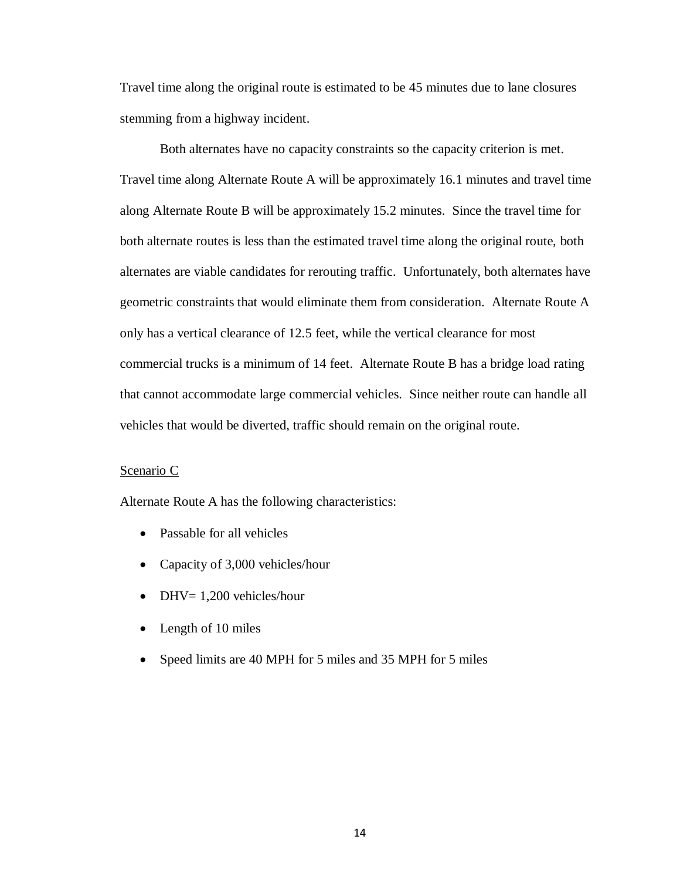Travel time along the original route is estimated to be 45 minutes due to lane closures stemming from a highway incident.

Both alternates have no capacity constraints so the capacity criterion is met. Travel time along Alternate Route A will be approximately 16.1 minutes and travel time along Alternate Route B will be approximately 15.2 minutes. Since the travel time for both alternate routes is less than the estimated travel time along the original route, both alternates are viable candidates for rerouting traffic. Unfortunately, both alternates have geometric constraints that would eliminate them from consideration. Alternate Route A only has a vertical clearance of 12.5 feet, while the vertical clearance for most commercial trucks is a minimum of 14 feet. Alternate Route B has a bridge load rating that cannot accommodate large commercial vehicles. Since neither route can handle all vehicles that would be diverted, traffic should remain on the original route.

Scenario C

Alternate Route A has the following characteristics:

- Passable for all vehicles
- Capacity of 3,000 vehicles/hour
- DHV= 1,200 vehicles/hour
- Length of 10 miles
- Speed limits are 40 MPH for 5 miles and 35 MPH for 5 miles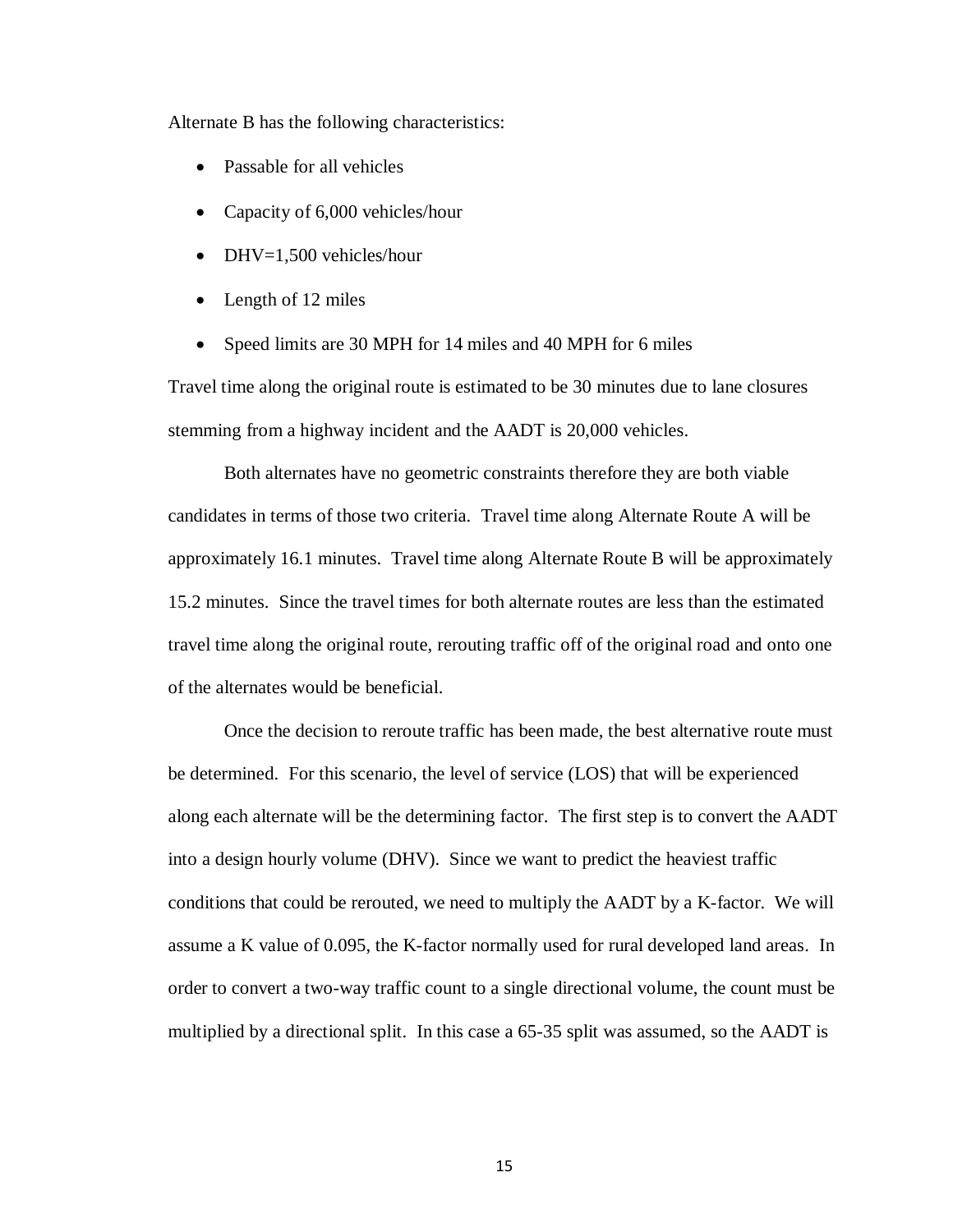Alternate B has the following characteristics:

- Passable for all vehicles
- Capacity of 6,000 vehicles/hour
- DHV=1,500 vehicles/hour
- Length of 12 miles
- Speed limits are 30 MPH for 14 miles and 40 MPH for 6 miles

Travel time along the original route is estimated to be 30 minutes due to lane closures stemming from a highway incident and the AADT is 20,000 vehicles.

Both alternates have no geometric constraints therefore they are both viable candidates in terms of those two criteria. Travel time along Alternate Route A will be approximately 16.1 minutes. Travel time along Alternate Route B will be approximately 15.2 minutes. Since the travel times for both alternate routes are less than the estimated travel time along the original route, rerouting traffic off of the original road and onto one of the alternates would be beneficial.

Once the decision to reroute traffic has been made, the best alternative route must be determined. For this scenario, the level of service (LOS) that will be experienced along each alternate will be the determining factor. The first step is to convert the AADT into a design hourly volume (DHV). Since we want to predict the heaviest traffic conditions that could be rerouted, we need to multiply the AADT by a K-factor. We will assume a K value of 0.095, the K-factor normally used for rural developed land areas. In order to convert a two-way traffic count to a single directional volume, the count must be multiplied by a directional split. In this case a 65-35 split was assumed, so the AADT is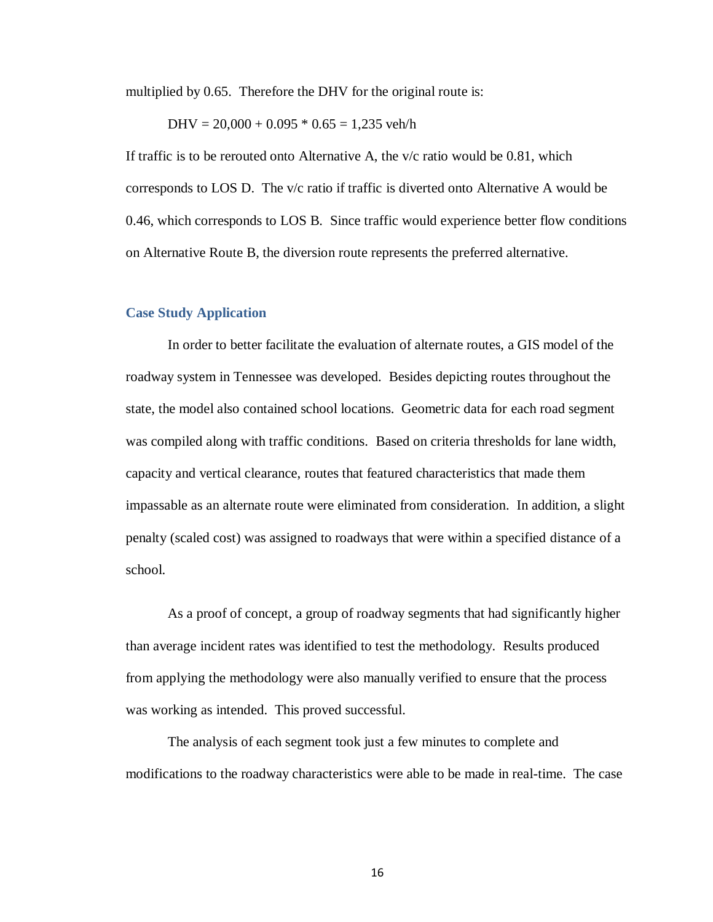multiplied by 0.65. Therefore the DHV for the original route is:

$$DHV = 20{,}000 + 0.095 * 0.65 = 1{,}235 \text{ veh/h}$$

If traffic is to be rerouted onto Alternative A, the v/c ratio would be 0.81, which corresponds to LOS D. The v/c ratio if traffic is diverted onto Alternative A would be 0.46, which corresponds to LOS B. Since traffic would experience better flow conditions on Alternative Route B, the diversion route represents the preferred alternative.

### Case Study Application

In order to better facilitate the evaluation of alternate routes, a GIS model of the roadway system in Tennessee was developed. Besides depicting routes throughout the state, the model also contained school locations. Geometric data for each road segment was compiled along with traffic conditions. Based on criteria thresholds for lane width, capacity and vertical clearance, routes that featured characteristics that made them impassable as an alternate route were eliminated from consideration. In addition, a slight penalty (scaled cost) was assigned to roadways that were within a specified distance of a school.

As a proof of concept, a group of roadway segments that had significantly higher than average incident rates was identified to test the methodology. Results produced from applying the methodology were also manually verified to ensure that the process was working as intended. This proved successful.

The analysis of each segment took just a few minutes to complete and modifications to the roadway characteristics were able to be made in real-time. The case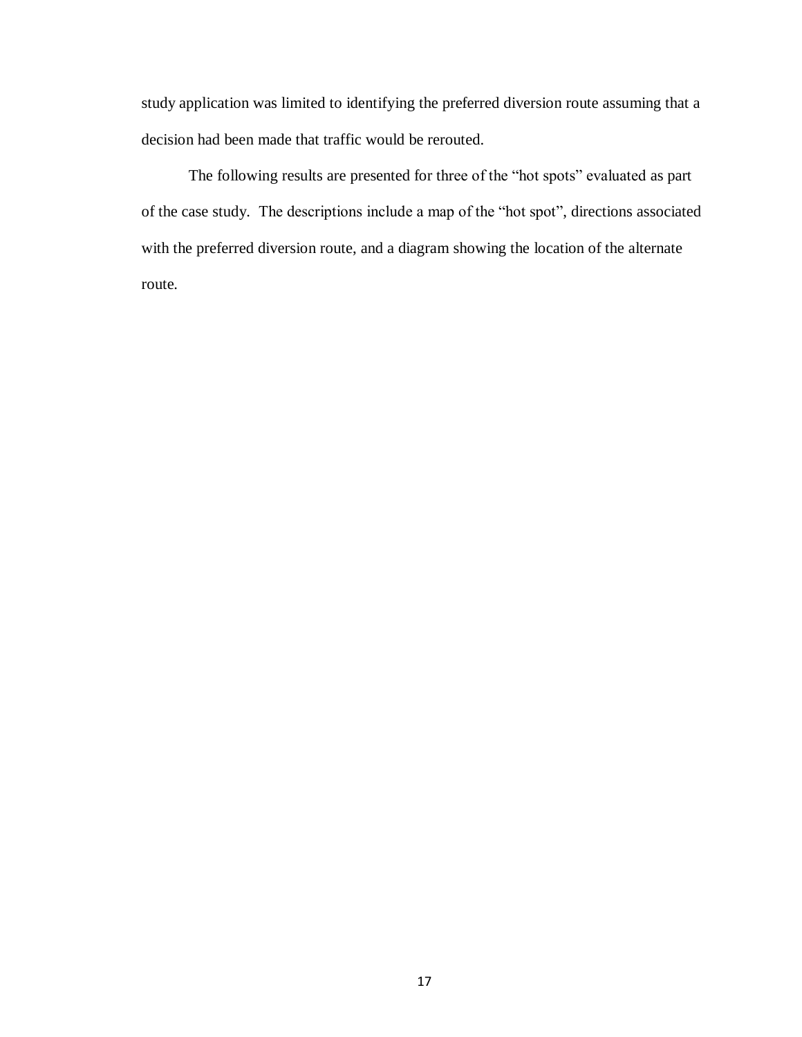study application was limited to identifying the preferred diversion route assuming that a decision had been made that traffic would be rerouted.

The following results are presented for three of the "hot spots" evaluated as part of the case study. The descriptions include a map of the "hot spot", directions associated with the preferred diversion route, and a diagram showing the location of the alternate route.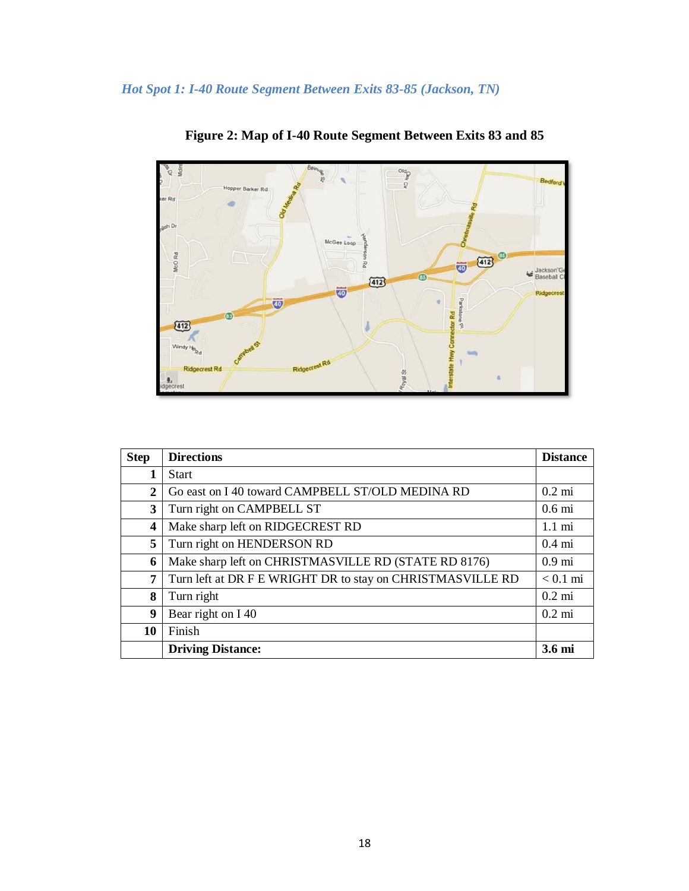### *Hot Spot 1: I-40 Route Segment Between Exits 83-85 (Jackson, TN)*

**Figure 2: Map of I-40 Route Segment Between Exits 83 and 85**

| Step | Directions | Distance |
|---|---|---|
| 1 | Start | |
| 2 | Go east on I 40 toward CAMPBELL ST/OLD MEDINA RD | 0.2 mi |
| 3 | Turn right on CAMPBELL ST | 0.6 mi |
| 4 | Make sharp left on RIDGECREST RD | 1.1 mi |
| 5 | Turn right on HENDERSON RD | 0.4 mi |
| 6 | Make sharp left on CHRISTMASVILLE RD (STATE RD 8176) | 0.9 mi |
| 7 | Turn left at DR F E WRIGHT DR to stay on CHRISTMASVILLE RD | < 0.1 mi |
| 8 | Turn right | 0.2 mi |
| 9 | Bear right on I 40 | 0.2 mi |
| 10 | Finish | |
| | **Driving Distance:** | **3.6 mi** |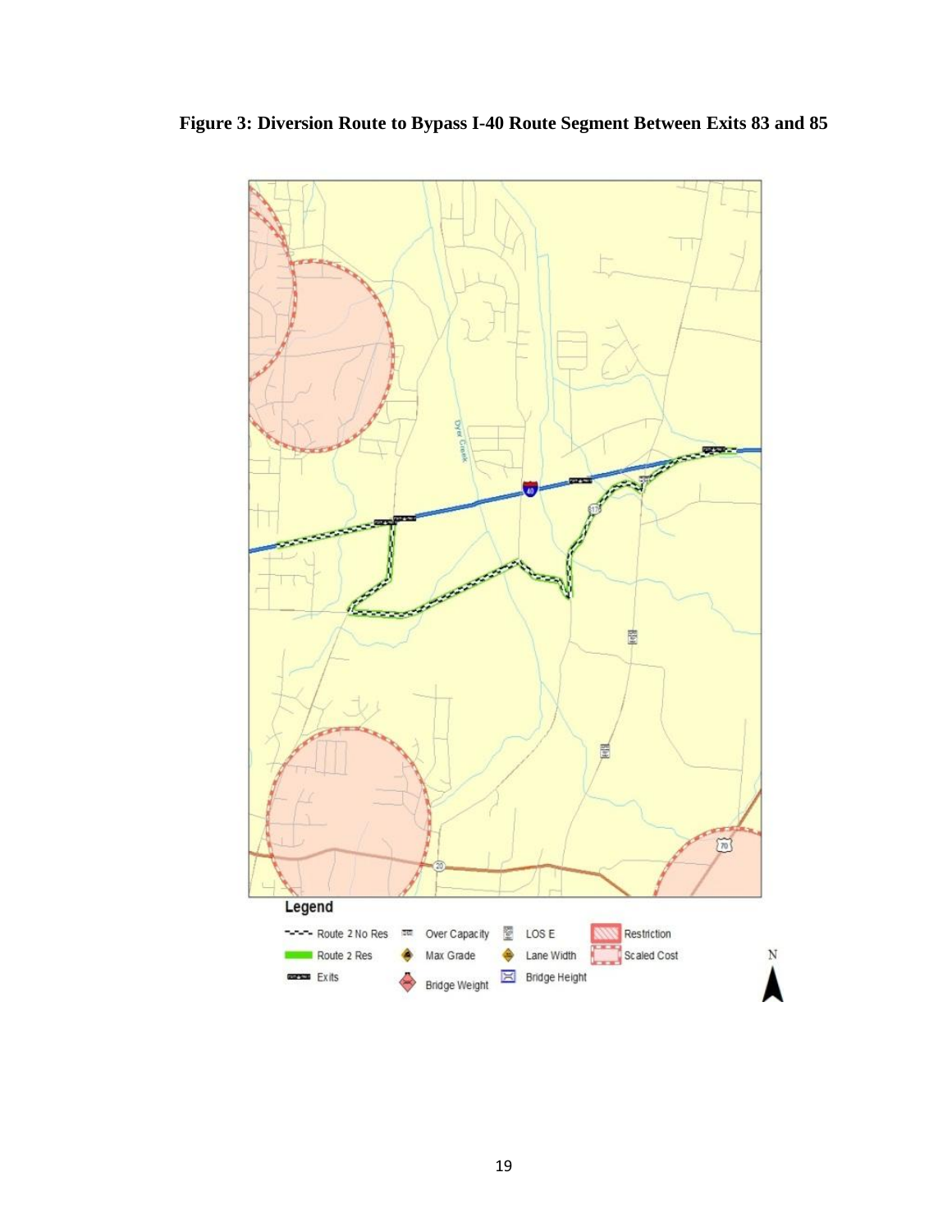**Figure 3: Diversion Route to Bypass I-40 Route Segment Between Exits 83 and 85**

Legend

Route 2 No Res | Over Capacity | LOS E | Restriction
Route 2 Res | Max Grade | Lane Width | Scaled Cost
Exits | Bridge Weight | Bridge Height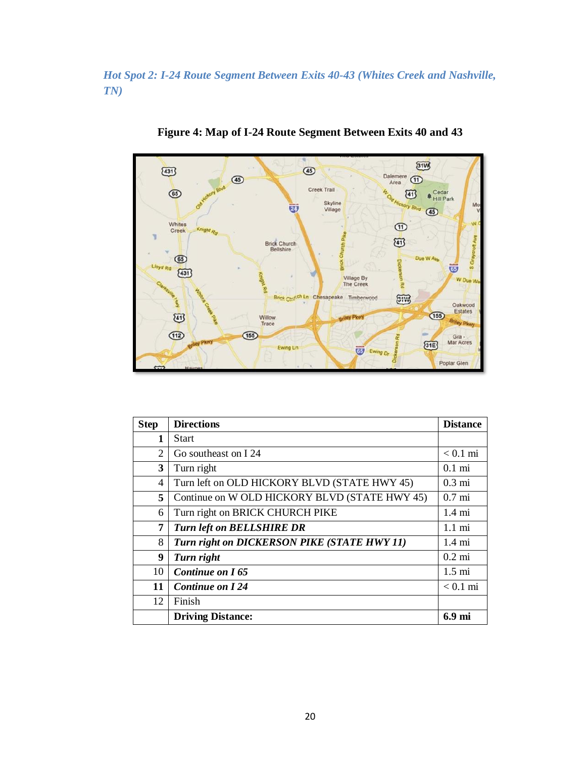*Hot Spot 2: I-24 Route Segment Between Exits 40-43 (Whites Creek and Nashville, TN)*

**Figure 4: Map of I-24 Route Segment Between Exits 40 and 43**

| Step | Directions | Distance |
|---|---|---|
| **1** | Start | |
| 2 | Go southeast on I 24 | < 0.1 mi |
| **3** | Turn right | 0.1 mi |
| 4 | Turn left on OLD HICKORY BLVD (STATE HWY 45) | 0.3 mi |
| **5** | Continue on W OLD HICKORY BLVD (STATE HWY 45) | 0.7 mi |
| 6 | Turn right on BRICK CHURCH PIKE | 1.4 mi |
| **7** | ***Turn left on BELLSHIRE DR*** | 1.1 mi |
| 8 | ***Turn right on DICKERSON PIKE (STATE HWY 11)*** | 1.4 mi |
| **9** | ***Turn right*** | 0.2 mi |
| 10 | ***Continue on I 65*** | 1.5 mi |
| **11** | ***Continue on I 24*** | < 0.1 mi |
| 12 | Finish | |
| | **Driving Distance:** | **6.9 mi** |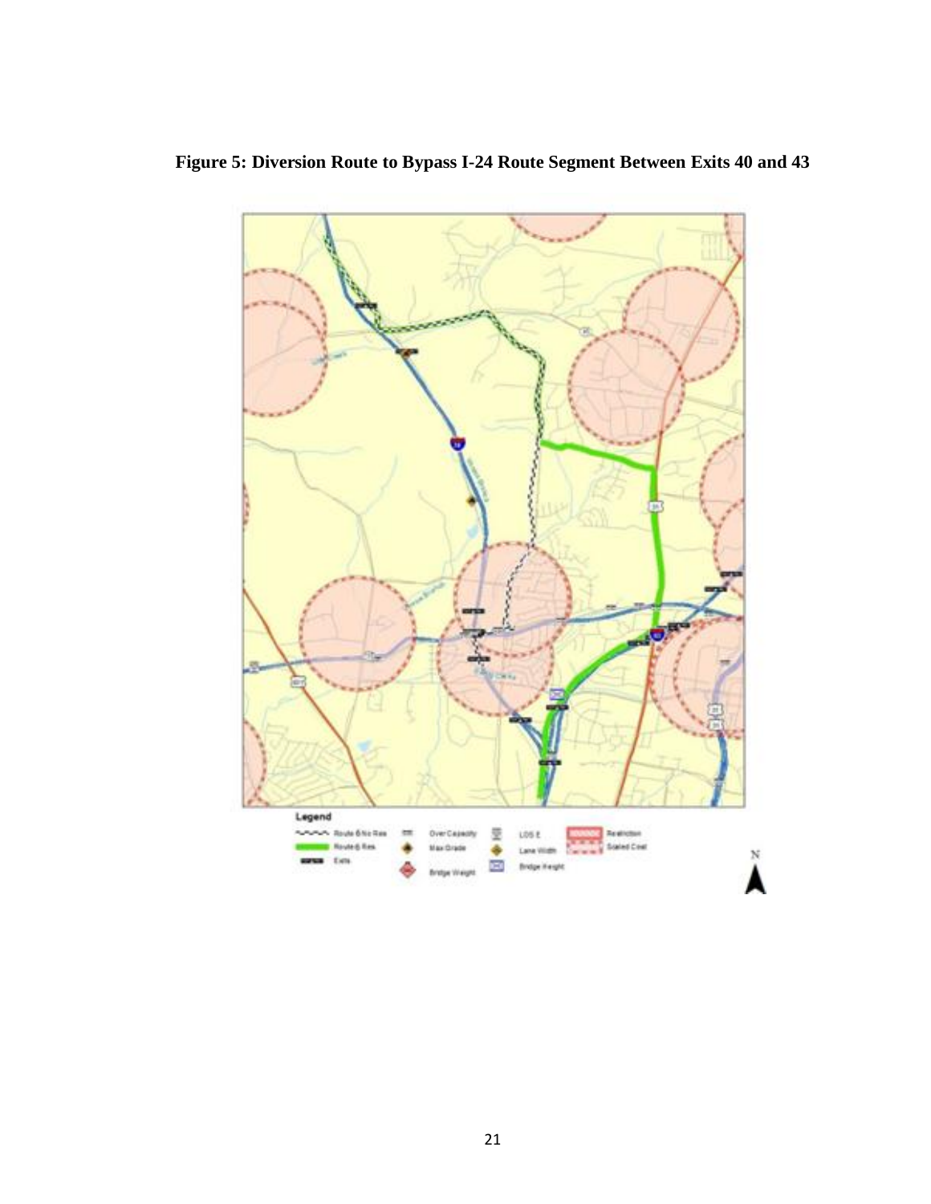**Figure 5: Diversion Route to Bypass I-24 Route Segment Between Exits 40 and 43**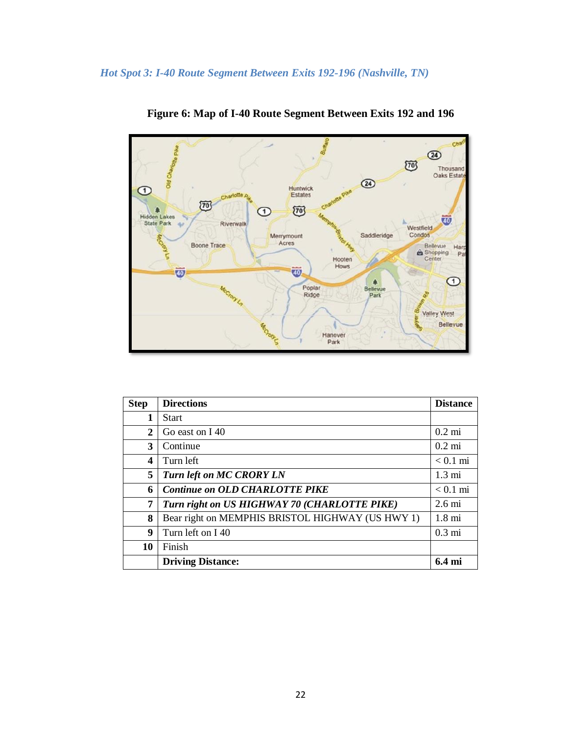### *Hot Spot 3: I-40 Route Segment Between Exits 192-196 (Nashville, TN)*

**Figure 6: Map of I-40 Route Segment Between Exits 192 and 196**

| Step | Directions | Distance |
|---|---|---|
| 1 | Start | |
| 2 | Go east on I 40 | 0.2 mi |
| 3 | Continue | 0.2 mi |
| 4 | Turn left | < 0.1 mi |
| 5 | ***Turn left on MC CRORY LN*** | 1.3 mi |
| 6 | ***Continue on OLD CHARLOTTE PIKE*** | < 0.1 mi |
| 7 | ***Turn right on US HIGHWAY 70 (CHARLOTTE PIKE)*** | 2.6 mi |
| 8 | Bear right on MEMPHIS BRISTOL HIGHWAY (US HWY 1) | 1.8 mi |
| 9 | Turn left on I 40 | 0.3 mi |
| 10 | Finish | |
| | **Driving Distance:** | **6.4 mi** |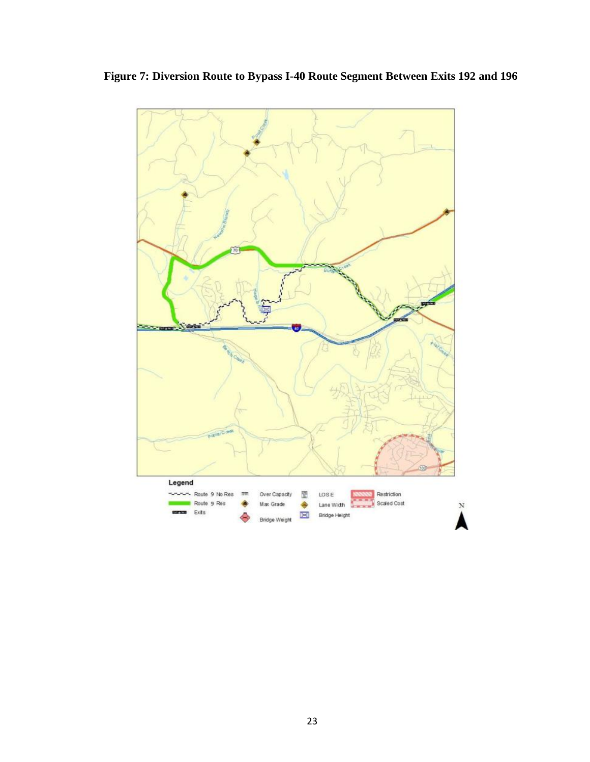**Figure 7: Diversion Route to Bypass I-40 Route Segment Between Exits 192 and 196**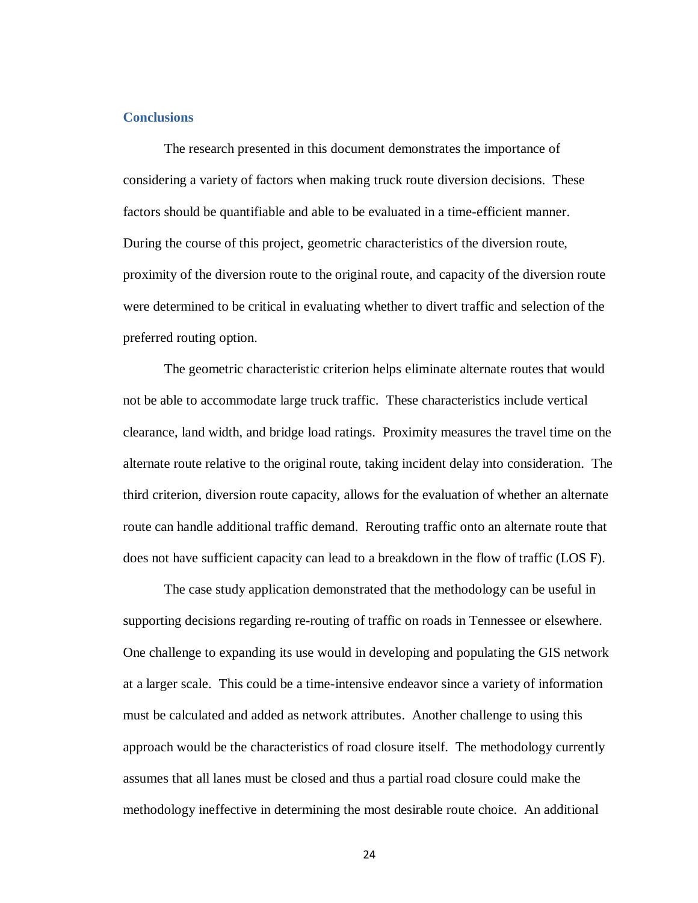## Conclusions

The research presented in this document demonstrates the importance of considering a variety of factors when making truck route diversion decisions. These factors should be quantifiable and able to be evaluated in a time-efficient manner. During the course of this project, geometric characteristics of the diversion route, proximity of the diversion route to the original route, and capacity of the diversion route were determined to be critical in evaluating whether to divert traffic and selection of the preferred routing option.

The geometric characteristic criterion helps eliminate alternate routes that would not be able to accommodate large truck traffic. These characteristics include vertical clearance, land width, and bridge load ratings. Proximity measures the travel time on the alternate route relative to the original route, taking incident delay into consideration. The third criterion, diversion route capacity, allows for the evaluation of whether an alternate route can handle additional traffic demand. Rerouting traffic onto an alternate route that does not have sufficient capacity can lead to a breakdown in the flow of traffic (LOS F).

The case study application demonstrated that the methodology can be useful in supporting decisions regarding re-routing of traffic on roads in Tennessee or elsewhere. One challenge to expanding its use would in developing and populating the GIS network at a larger scale. This could be a time-intensive endeavor since a variety of information must be calculated and added as network attributes. Another challenge to using this approach would be the characteristics of road closure itself. The methodology currently assumes that all lanes must be closed and thus a partial road closure could make the methodology ineffective in determining the most desirable route choice. An additional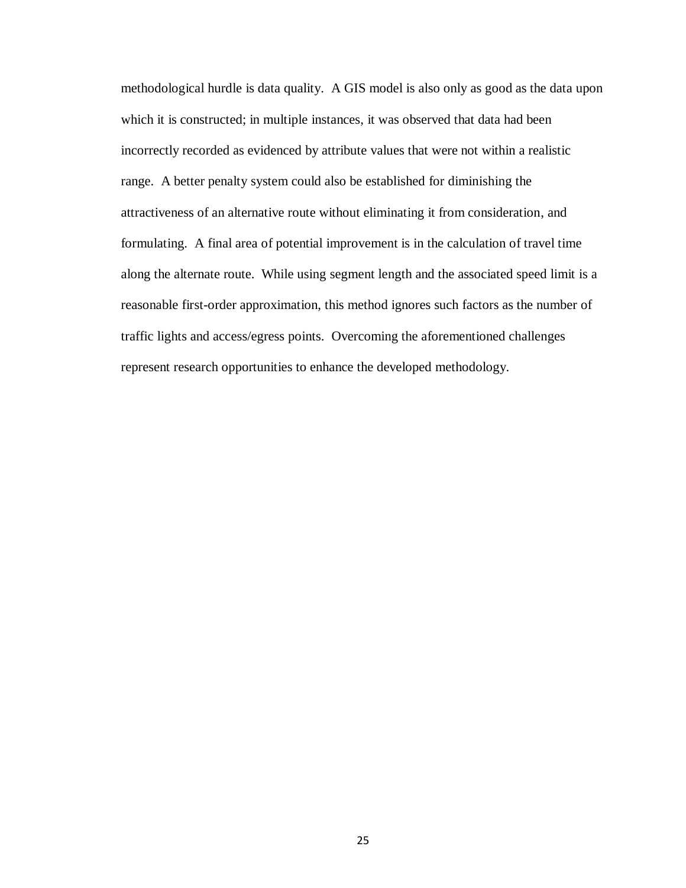methodological hurdle is data quality. A GIS model is also only as good as the data upon which it is constructed; in multiple instances, it was observed that data had been incorrectly recorded as evidenced by attribute values that were not within a realistic range. A better penalty system could also be established for diminishing the attractiveness of an alternative route without eliminating it from consideration, and formulating. A final area of potential improvement is in the calculation of travel time along the alternate route. While using segment length and the associated speed limit is a reasonable first-order approximation, this method ignores such factors as the number of traffic lights and access/egress points. Overcoming the aforementioned challenges represent research opportunities to enhance the developed methodology.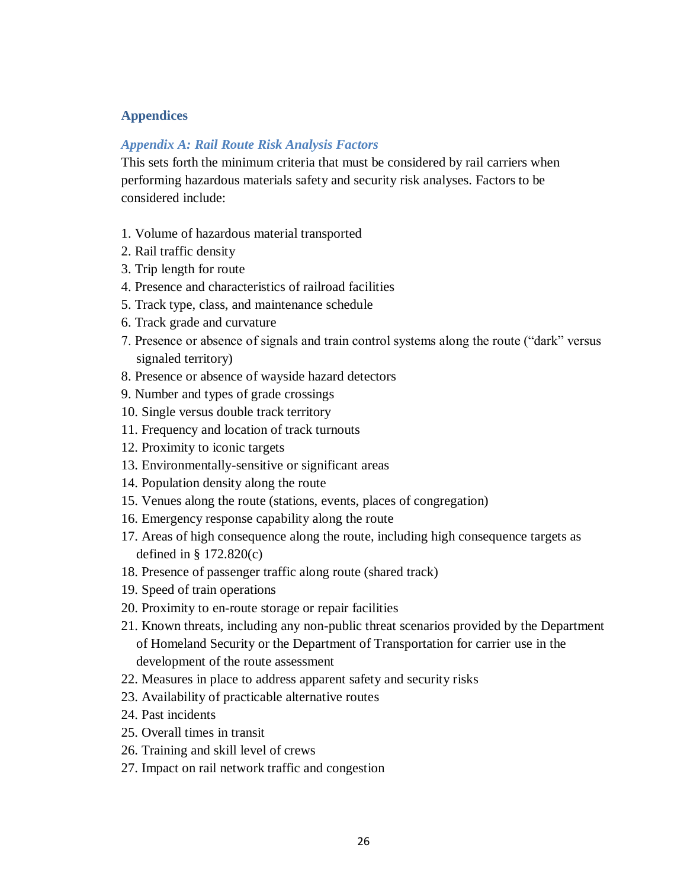## Appendices

### *Appendix A: Rail Route Risk Analysis Factors*

This sets forth the minimum criteria that must be considered by rail carriers when performing hazardous materials safety and security risk analyses. Factors to be considered include:

1. Volume of hazardous material transported
2. Rail traffic density
3. Trip length for route
4. Presence and characteristics of railroad facilities
5. Track type, class, and maintenance schedule
6. Track grade and curvature
7. Presence or absence of signals and train control systems along the route ("dark" versus signaled territory)
8. Presence or absence of wayside hazard detectors
9. Number and types of grade crossings
10. Single versus double track territory
11. Frequency and location of track turnouts
12. Proximity to iconic targets
13. Environmentally-sensitive or significant areas
14. Population density along the route
15. Venues along the route (stations, events, places of congregation)
16. Emergency response capability along the route
17. Areas of high consequence along the route, including high consequence targets as defined in § 172.820(c)
18. Presence of passenger traffic along route (shared track)
19. Speed of train operations
20. Proximity to en-route storage or repair facilities
21. Known threats, including any non-public threat scenarios provided by the Department of Homeland Security or the Department of Transportation for carrier use in the development of the route assessment
22. Measures in place to address apparent safety and security risks
23. Availability of practicable alternative routes
24. Past incidents
25. Overall times in transit
26. Training and skill level of crews
27. Impact on rail network traffic and congestion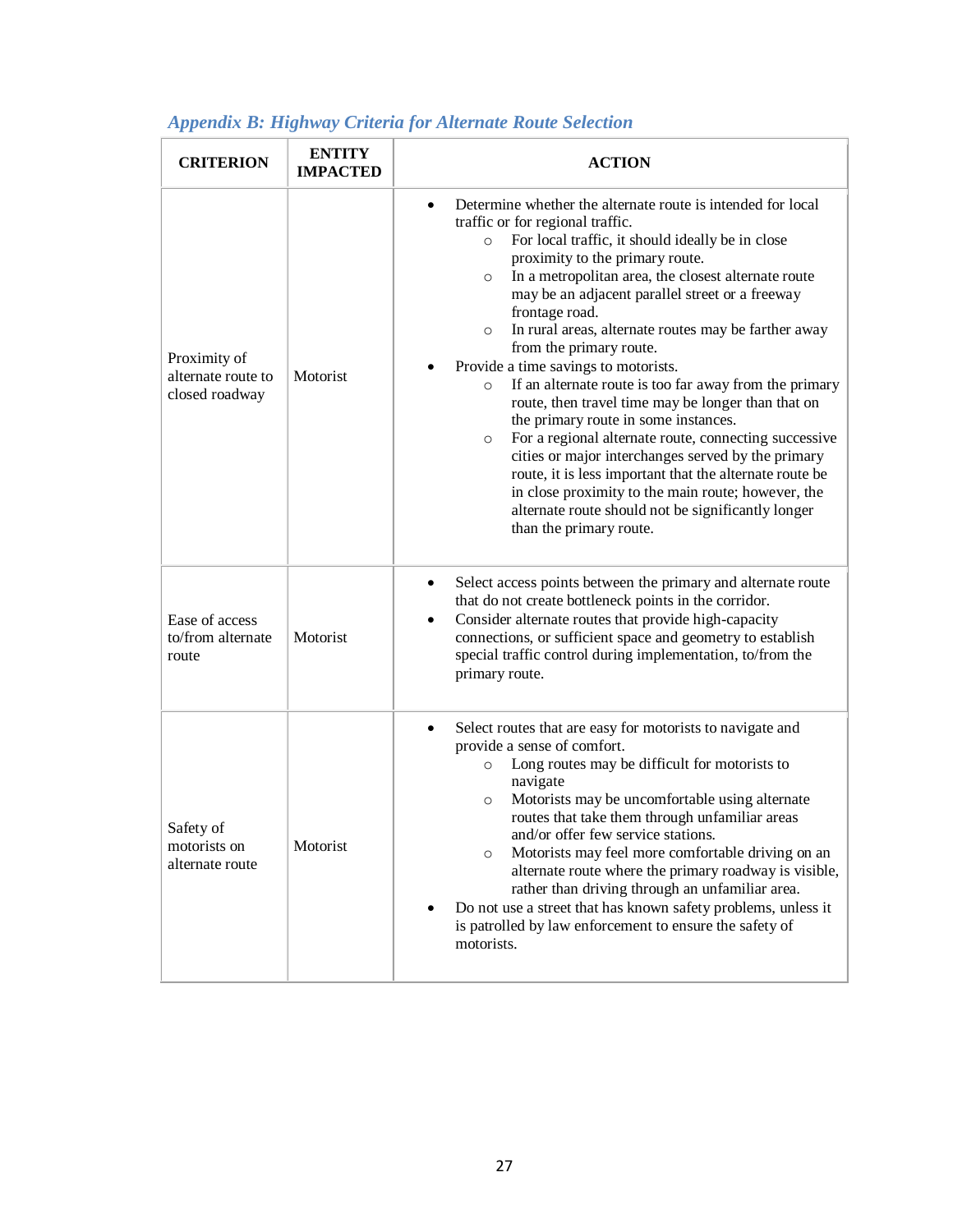## *Appendix B: Highway Criteria for Alternate Route Selection*

| CRITERION | ENTITY IMPACTED | ACTION |
|---|---|---|
| Proximity of alternate route to closed roadway | Motorist | • Determine whether the alternate route is intended for local traffic or for regional traffic.<br>  ○ For local traffic, it should ideally be in close proximity to the primary route.<br>  ○ In a metropolitan area, the closest alternate route may be an adjacent parallel street or a freeway frontage road.<br>  ○ In rural areas, alternate routes may be farther away from the primary route.<br>• Provide a time savings to motorists.<br>  ○ If an alternate route is too far away from the primary route, then travel time may be longer than that on the primary route in some instances.<br>  ○ For a regional alternate route, connecting successive cities or major interchanges served by the primary route, it is less important that the alternate route be in close proximity to the main route; however, the alternate route should not be significantly longer than the primary route. |
| Ease of access to/from alternate route | Motorist | • Select access points between the primary and alternate route that do not create bottleneck points in the corridor.<br>• Consider alternate routes that provide high-capacity connections, or sufficient space and geometry to establish special traffic control during implementation, to/from the primary route. |
| Safety of motorists on alternate route | Motorist | • Select routes that are easy for motorists to navigate and provide a sense of comfort.<br>  ○ Long routes may be difficult for motorists to navigate<br>  ○ Motorists may be uncomfortable using alternate routes that take them through unfamiliar areas and/or offer few service stations.<br>  ○ Motorists may feel more comfortable driving on an alternate route where the primary roadway is visible, rather than driving through an unfamiliar area.<br>• Do not use a street that has known safety problems, unless it is patrolled by law enforcement to ensure the safety of motorists. |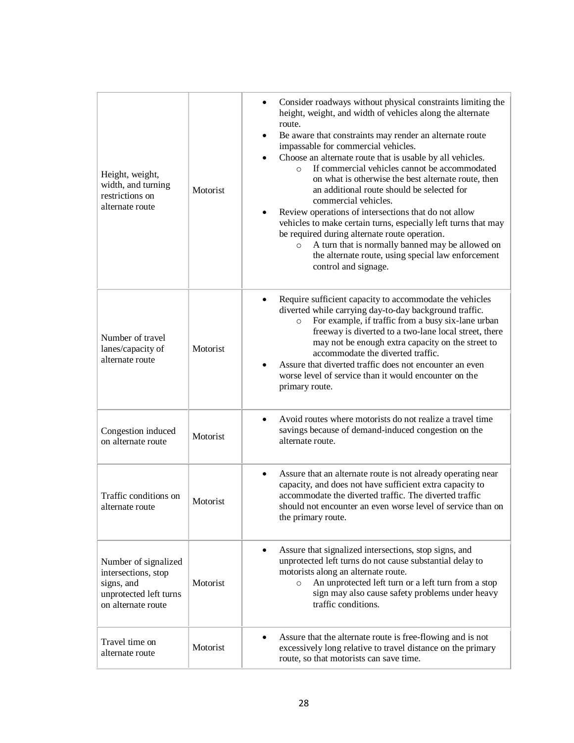| | | |
|---|---|---|
| Height, weight, width, and turning restrictions on alternate route | Motorist | • Consider roadways without physical constraints limiting the height, weight, and width of vehicles along the alternate route.<br>• Be aware that constraints may render an alternate route impassable for commercial vehicles.<br>• Choose an alternate route that is usable by all vehicles.<br>&nbsp;&nbsp;&nbsp;&nbsp;○ If commercial vehicles cannot be accommodated on what is otherwise the best alternate route, then an additional route should be selected for commercial vehicles.<br>• Review operations of intersections that do not allow vehicles to make certain turns, especially left turns that may be required during alternate route operation.<br>&nbsp;&nbsp;&nbsp;&nbsp;○ A turn that is normally banned may be allowed on the alternate route, using special law enforcement control and signage. |
| Number of travel lanes/capacity of alternate route | Motorist | • Require sufficient capacity to accommodate the vehicles diverted while carrying day-to-day background traffic.<br>&nbsp;&nbsp;&nbsp;&nbsp;○ For example, if traffic from a busy six-lane urban freeway is diverted to a two-lane local street, there may not be enough extra capacity on the street to accommodate the diverted traffic.<br>• Assure that diverted traffic does not encounter an even worse level of service than it would encounter on the primary route. |
| Congestion induced on alternate route | Motorist | • Avoid routes where motorists do not realize a travel time savings because of demand-induced congestion on the alternate route. |
| Traffic conditions on alternate route | Motorist | • Assure that an alternate route is not already operating near capacity, and does not have sufficient extra capacity to accommodate the diverted traffic. The diverted traffic should not encounter an even worse level of service than on the primary route. |
| Number of signalized intersections, stop signs, and unprotected left turns on alternate route | Motorist | • Assure that signalized intersections, stop signs, and unprotected left turns do not cause substantial delay to motorists along an alternate route.<br>&nbsp;&nbsp;&nbsp;&nbsp;○ An unprotected left turn or a left turn from a stop sign may also cause safety problems under heavy traffic conditions. |
| Travel time on alternate route | Motorist | • Assure that the alternate route is free-flowing and is not excessively long relative to travel distance on the primary route, so that motorists can save time. |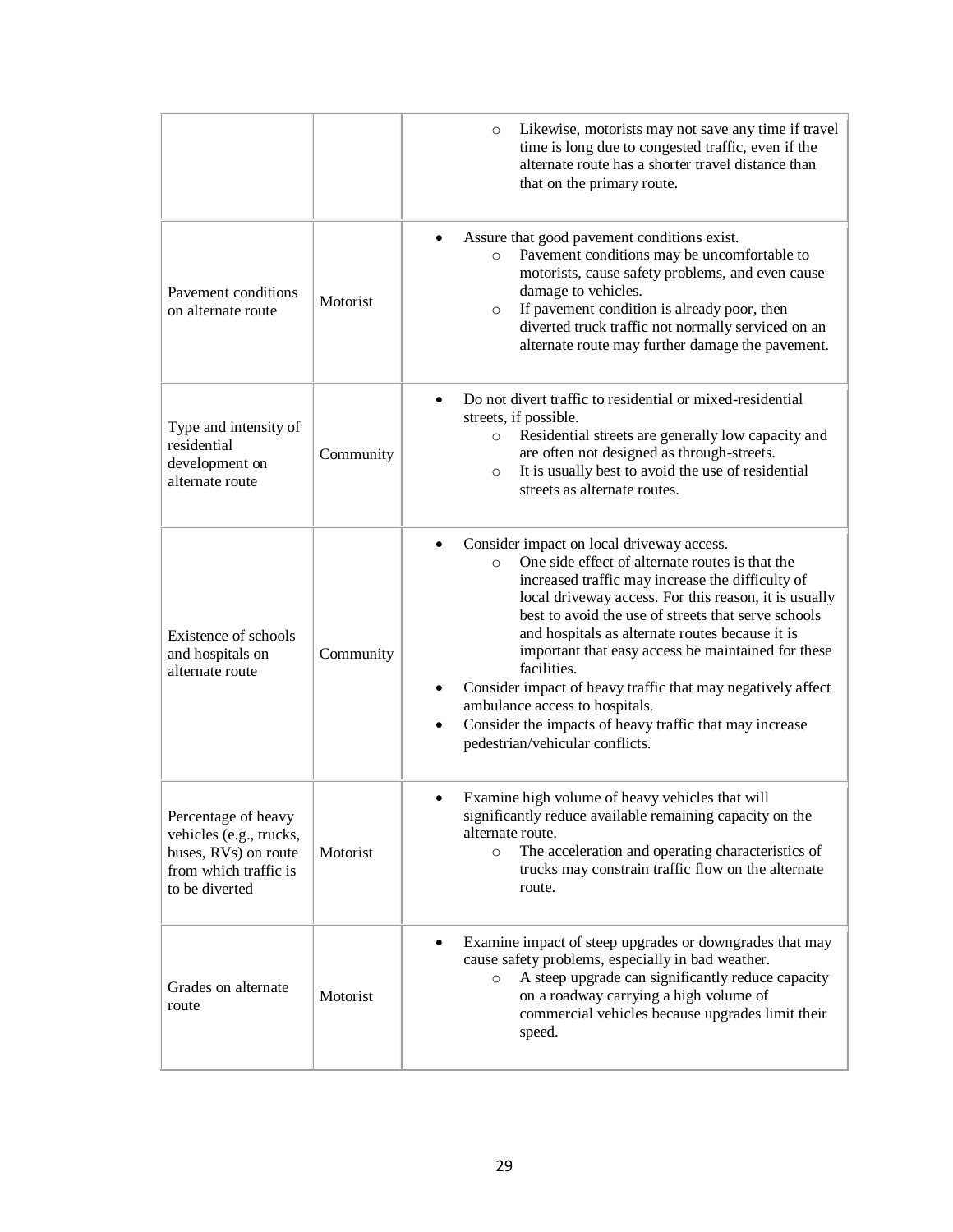| | | |
|---|---|---|
| | | ○ Likewise, motorists may not save any time if travel time is long due to congested traffic, even if the alternate route has a shorter travel distance than that on the primary route. |
| Pavement conditions on alternate route | Motorist | • Assure that good pavement conditions exist.<br>○ Pavement conditions may be uncomfortable to motorists, cause safety problems, and even cause damage to vehicles.<br>○ If pavement condition is already poor, then diverted truck traffic not normally serviced on an alternate route may further damage the pavement. |
| Type and intensity of residential development on alternate route | Community | • Do not divert traffic to residential or mixed-residential streets, if possible.<br>○ Residential streets are generally low capacity and are often not designed as through-streets.<br>○ It is usually best to avoid the use of residential streets as alternate routes. |
| Existence of schools and hospitals on alternate route | Community | • Consider impact on local driveway access.<br>○ One side effect of alternate routes is that the increased traffic may increase the difficulty of local driveway access. For this reason, it is usually best to avoid the use of streets that serve schools and hospitals as alternate routes because it is important that easy access be maintained for these facilities.<br>• Consider impact of heavy traffic that may negatively affect ambulance access to hospitals.<br>• Consider the impacts of heavy traffic that may increase pedestrian/vehicular conflicts. |
| Percentage of heavy vehicles (e.g., trucks, buses, RVs) on route from which traffic is to be diverted | Motorist | • Examine high volume of heavy vehicles that will significantly reduce available remaining capacity on the alternate route.<br>○ The acceleration and operating characteristics of trucks may constrain traffic flow on the alternate route. |
| Grades on alternate route | Motorist | • Examine impact of steep upgrades or downgrades that may cause safety problems, especially in bad weather.<br>○ A steep upgrade can significantly reduce capacity on a roadway carrying a high volume of commercial vehicles because upgrades limit their speed. |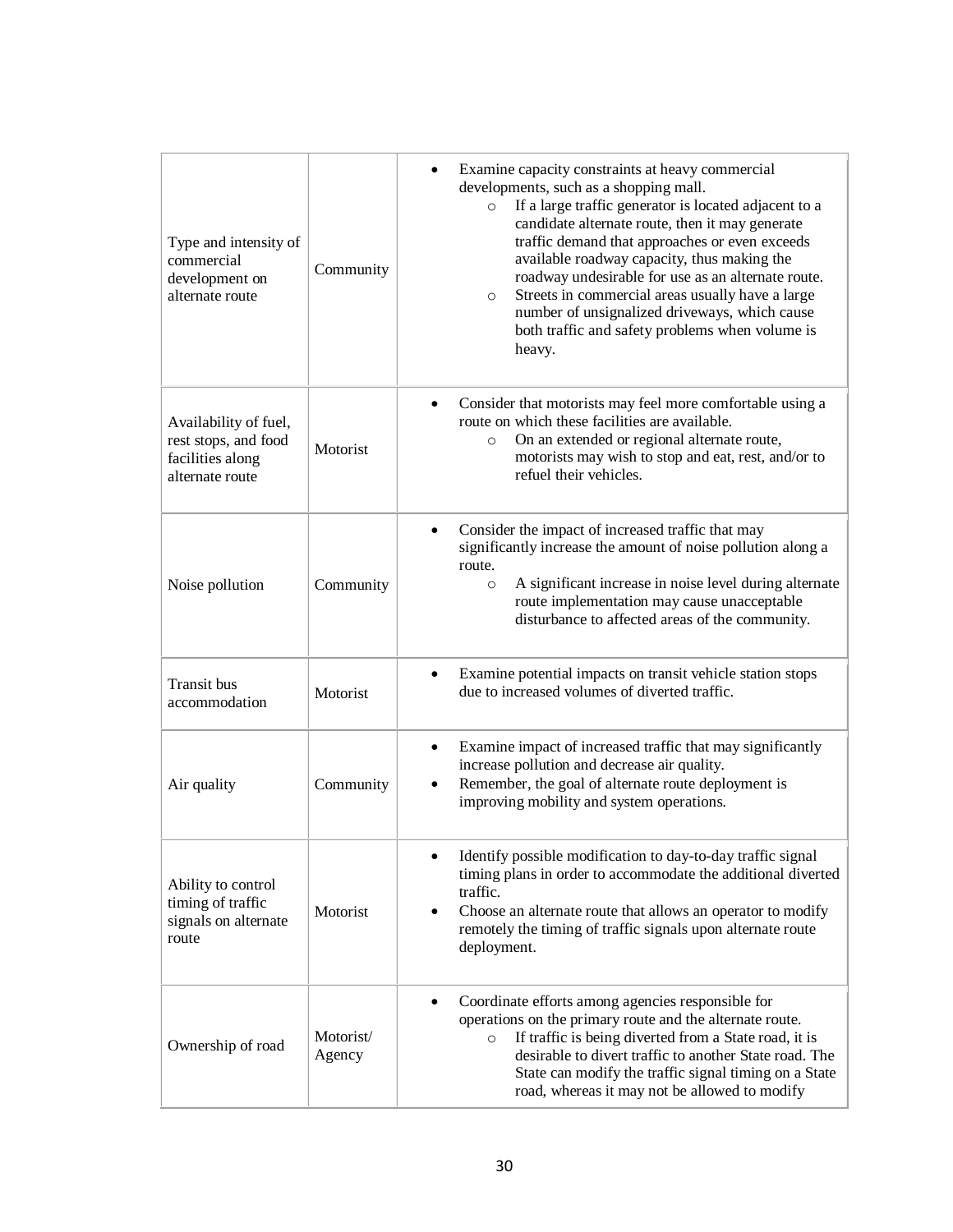| | | |
|---|---|---|
| Type and intensity of commercial development on alternate route | Community | • Examine capacity constraints at heavy commercial developments, such as a shopping mall.<br>  ○ If a large traffic generator is located adjacent to a candidate alternate route, then it may generate traffic demand that approaches or even exceeds available roadway capacity, thus making the roadway undesirable for use as an alternate route.<br>  ○ Streets in commercial areas usually have a large number of unsignalized driveways, which cause both traffic and safety problems when volume is heavy. |
| Availability of fuel, rest stops, and food facilities along alternate route | Motorist | • Consider that motorists may feel more comfortable using a route on which these facilities are available.<br>  ○ On an extended or regional alternate route, motorists may wish to stop and eat, rest, and/or to refuel their vehicles. |
| Noise pollution | Community | • Consider the impact of increased traffic that may significantly increase the amount of noise pollution along a route.<br>  ○ A significant increase in noise level during alternate route implementation may cause unacceptable disturbance to affected areas of the community. |
| Transit bus accommodation | Motorist | • Examine potential impacts on transit vehicle station stops due to increased volumes of diverted traffic. |
| Air quality | Community | • Examine impact of increased traffic that may significantly increase pollution and decrease air quality.<br>• Remember, the goal of alternate route deployment is improving mobility and system operations. |
| Ability to control timing of traffic signals on alternate route | Motorist | • Identify possible modification to day-to-day traffic signal timing plans in order to accommodate the additional diverted traffic.<br>• Choose an alternate route that allows an operator to modify remotely the timing of traffic signals upon alternate route deployment. |
| Ownership of road | Motorist/ Agency | • Coordinate efforts among agencies responsible for operations on the primary route and the alternate route.<br>  ○ If traffic is being diverted from a State road, it is desirable to divert traffic to another State road. The State can modify the traffic signal timing on a State road, whereas it may not be allowed to modify |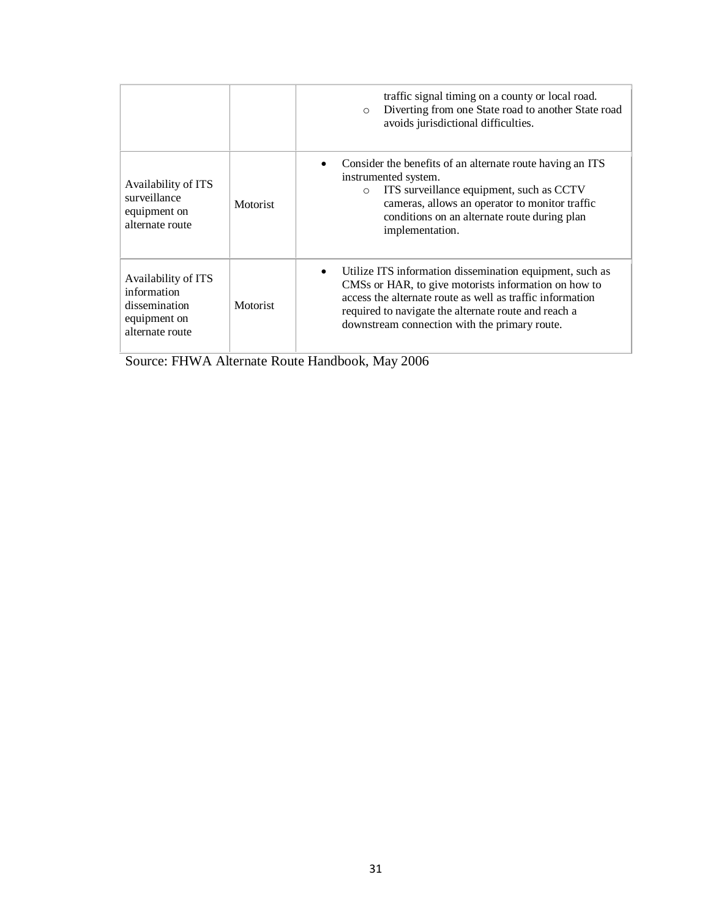|  |  |  |
|---|---|---|
|  |  | traffic signal timing on a county or local road.<br>o Diverting from one State road to another State road avoids jurisdictional difficulties. |
| Availability of ITS surveillance equipment on alternate route | Motorist | • Consider the benefits of an alternate route having an ITS instrumented system.<br>o ITS surveillance equipment, such as CCTV cameras, allows an operator to monitor traffic conditions on an alternate route during plan implementation. |
| Availability of ITS information dissemination equipment on alternate route | Motorist | • Utilize ITS information dissemination equipment, such as CMSs or HAR, to give motorists information on how to access the alternate route as well as traffic information required to navigate the alternate route and reach a downstream connection with the primary route. |

Source: FHWA Alternate Route Handbook, May 2006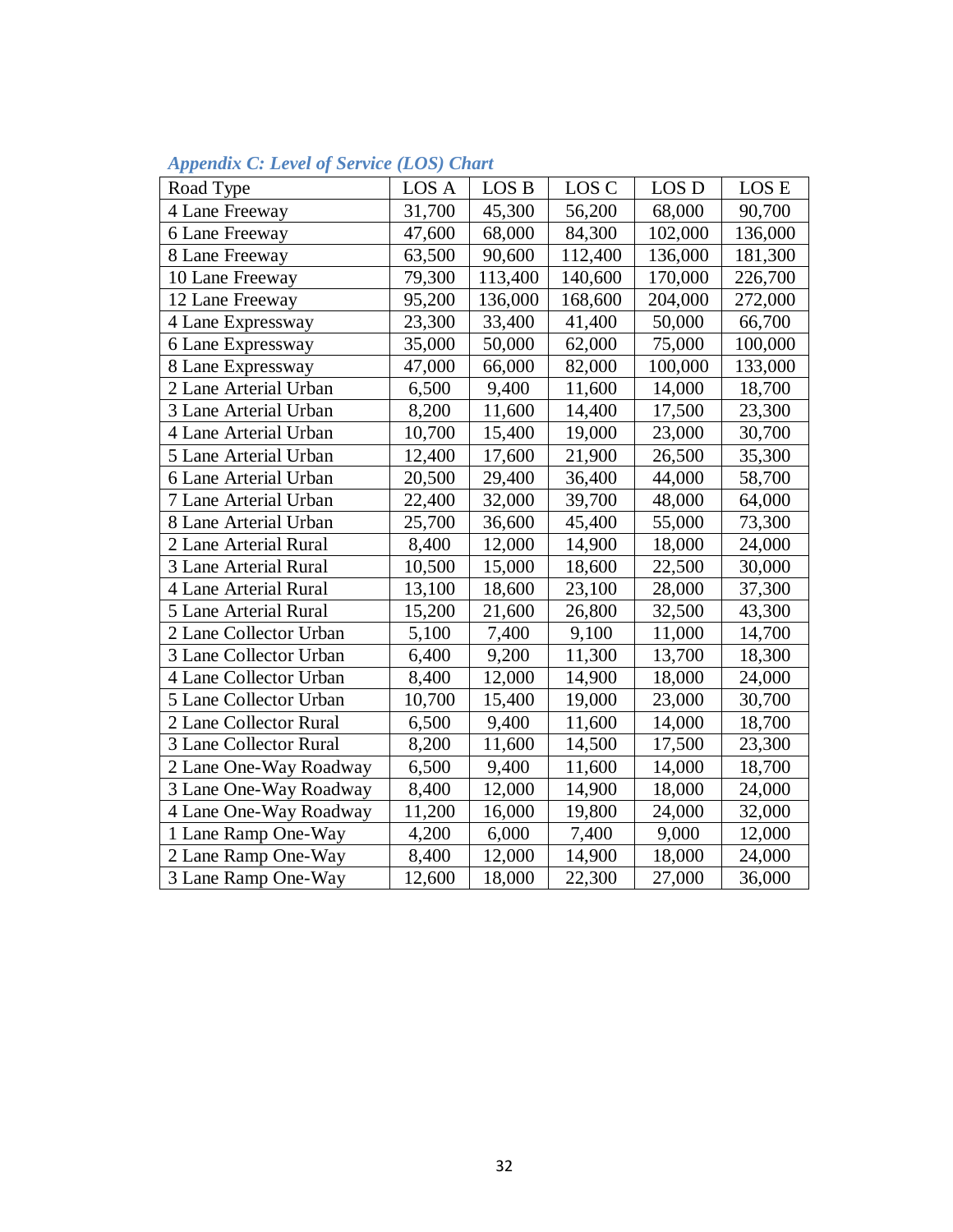### *Appendix C: Level of Service (LOS) Chart*

| Road Type | LOS A | LOS B | LOS C | LOS D | LOS E |
|---|---|---|---|---|---|
| 4 Lane Freeway | 31,700 | 45,300 | 56,200 | 68,000 | 90,700 |
| 6 Lane Freeway | 47,600 | 68,000 | 84,300 | 102,000 | 136,000 |
| 8 Lane Freeway | 63,500 | 90,600 | 112,400 | 136,000 | 181,300 |
| 10 Lane Freeway | 79,300 | 113,400 | 140,600 | 170,000 | 226,700 |
| 12 Lane Freeway | 95,200 | 136,000 | 168,600 | 204,000 | 272,000 |
| 4 Lane Expressway | 23,300 | 33,400 | 41,400 | 50,000 | 66,700 |
| 6 Lane Expressway | 35,000 | 50,000 | 62,000 | 75,000 | 100,000 |
| 8 Lane Expressway | 47,000 | 66,000 | 82,000 | 100,000 | 133,000 |
| 2 Lane Arterial Urban | 6,500 | 9,400 | 11,600 | 14,000 | 18,700 |
| 3 Lane Arterial Urban | 8,200 | 11,600 | 14,400 | 17,500 | 23,300 |
| 4 Lane Arterial Urban | 10,700 | 15,400 | 19,000 | 23,000 | 30,700 |
| 5 Lane Arterial Urban | 12,400 | 17,600 | 21,900 | 26,500 | 35,300 |
| 6 Lane Arterial Urban | 20,500 | 29,400 | 36,400 | 44,000 | 58,700 |
| 7 Lane Arterial Urban | 22,400 | 32,000 | 39,700 | 48,000 | 64,000 |
| 8 Lane Arterial Urban | 25,700 | 36,600 | 45,400 | 55,000 | 73,300 |
| 2 Lane Arterial Rural | 8,400 | 12,000 | 14,900 | 18,000 | 24,000 |
| 3 Lane Arterial Rural | 10,500 | 15,000 | 18,600 | 22,500 | 30,000 |
| 4 Lane Arterial Rural | 13,100 | 18,600 | 23,100 | 28,000 | 37,300 |
| 5 Lane Arterial Rural | 15,200 | 21,600 | 26,800 | 32,500 | 43,300 |
| 2 Lane Collector Urban | 5,100 | 7,400 | 9,100 | 11,000 | 14,700 |
| 3 Lane Collector Urban | 6,400 | 9,200 | 11,300 | 13,700 | 18,300 |
| 4 Lane Collector Urban | 8,400 | 12,000 | 14,900 | 18,000 | 24,000 |
| 5 Lane Collector Urban | 10,700 | 15,400 | 19,000 | 23,000 | 30,700 |
| 2 Lane Collector Rural | 6,500 | 9,400 | 11,600 | 14,000 | 18,700 |
| 3 Lane Collector Rural | 8,200 | 11,600 | 14,500 | 17,500 | 23,300 |
| 2 Lane One-Way Roadway | 6,500 | 9,400 | 11,600 | 14,000 | 18,700 |
| 3 Lane One-Way Roadway | 8,400 | 12,000 | 14,900 | 18,000 | 24,000 |
| 4 Lane One-Way Roadway | 11,200 | 16,000 | 19,800 | 24,000 | 32,000 |
| 1 Lane Ramp One-Way | 4,200 | 6,000 | 7,400 | 9,000 | 12,000 |
| 2 Lane Ramp One-Way | 8,400 | 12,000 | 14,900 | 18,000 | 24,000 |
| 3 Lane Ramp One-Way | 12,600 | 18,000 | 22,300 | 27,000 | 36,000 |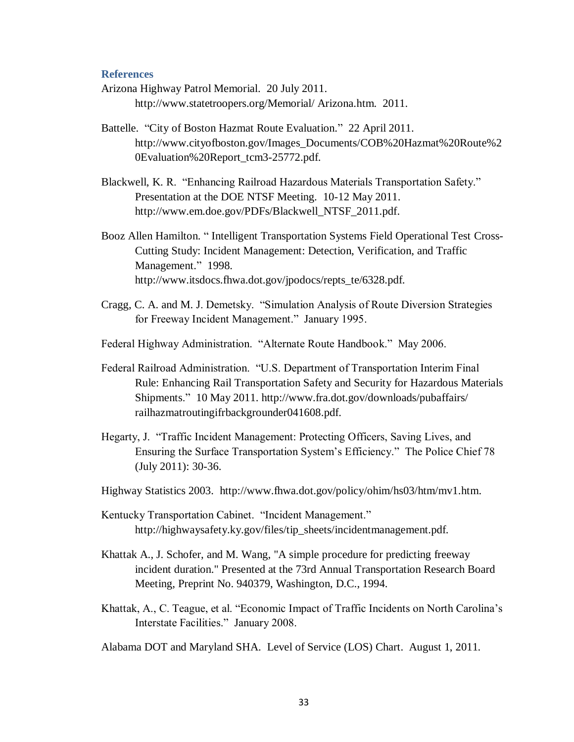## References

Arizona Highway Patrol Memorial. 20 July 2011. http://www.statetroopers.org/Memorial/ Arizona.htm. 2011.

Battelle. "City of Boston Hazmat Route Evaluation." 22 April 2011. http://www.cityofboston.gov/Images_Documents/COB%20Hazmat%20Route%20Evaluation%20Report_tcm3-25772.pdf.

Blackwell, K. R. "Enhancing Railroad Hazardous Materials Transportation Safety." Presentation at the DOE NTSF Meeting. 10-12 May 2011. http://www.em.doe.gov/PDFs/Blackwell_NTSF_2011.pdf.

Booz Allen Hamilton. " Intelligent Transportation Systems Field Operational Test Cross-Cutting Study: Incident Management: Detection, Verification, and Traffic Management." 1998. http://www.itsdocs.fhwa.dot.gov/jpodocs/repts_te/6328.pdf.

Cragg, C. A. and M. J. Demetsky. "Simulation Analysis of Route Diversion Strategies for Freeway Incident Management." January 1995.

Federal Highway Administration. "Alternate Route Handbook." May 2006.

Federal Railroad Administration. "U.S. Department of Transportation Interim Final Rule: Enhancing Rail Transportation Safety and Security for Hazardous Materials Shipments." 10 May 2011. http://www.fra.dot.gov/downloads/pubaffairs/ railhazmatroutingifrbackgrounder041608.pdf.

Hegarty, J. "Traffic Incident Management: Protecting Officers, Saving Lives, and Ensuring the Surface Transportation System's Efficiency." The Police Chief 78 (July 2011): 30-36.

Highway Statistics 2003. http://www.fhwa.dot.gov/policy/ohim/hs03/htm/mv1.htm.

Kentucky Transportation Cabinet. "Incident Management." http://highwaysafety.ky.gov/files/tip_sheets/incidentmanagement.pdf.

Khattak A., J. Schofer, and M. Wang, "A simple procedure for predicting freeway incident duration." Presented at the 73rd Annual Transportation Research Board Meeting, Preprint No. 940379, Washington, D.C., 1994.

Khattak, A., C. Teague, et al. "Economic Impact of Traffic Incidents on North Carolina's Interstate Facilities." January 2008.

Alabama DOT and Maryland SHA. Level of Service (LOS) Chart. August 1, 2011.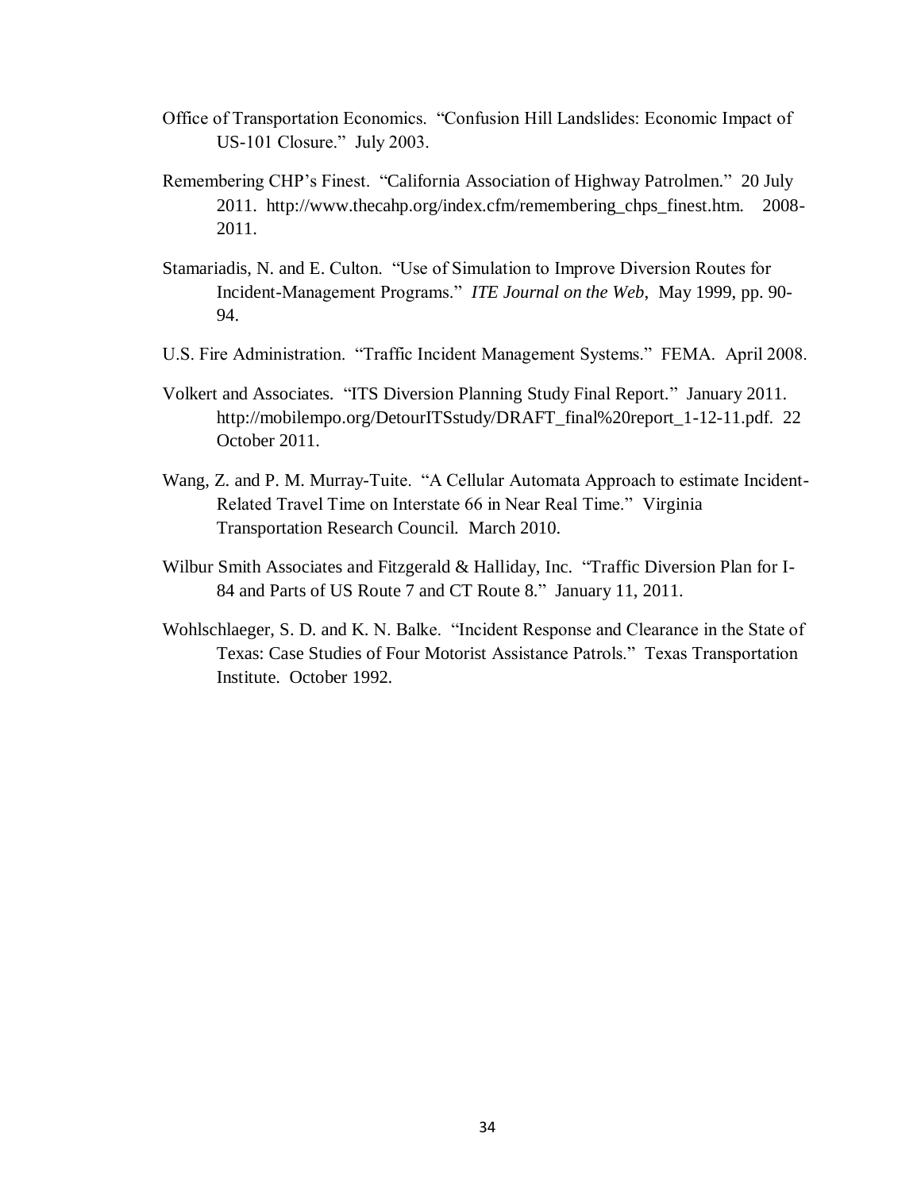Office of Transportation Economics. "Confusion Hill Landslides: Economic Impact of US-101 Closure." July 2003.

Remembering CHP's Finest. "California Association of Highway Patrolmen." 20 July 2011. http://www.thecahp.org/index.cfm/remembering_chps_finest.htm. 2008-2011.

Stamariadis, N. and E. Culton. "Use of Simulation to Improve Diversion Routes for Incident-Management Programs." *ITE Journal on the Web*, May 1999, pp. 90-94.

U.S. Fire Administration. "Traffic Incident Management Systems." FEMA. April 2008.

Volkert and Associates. "ITS Diversion Planning Study Final Report." January 2011. http://mobilempo.org/DetourITSstudy/DRAFT_final%20report_1-12-11.pdf. 22 October 2011.

Wang, Z. and P. M. Murray-Tuite. "A Cellular Automata Approach to estimate Incident-Related Travel Time on Interstate 66 in Near Real Time." Virginia Transportation Research Council. March 2010.

Wilbur Smith Associates and Fitzgerald & Halliday, Inc. "Traffic Diversion Plan for I-84 and Parts of US Route 7 and CT Route 8." January 11, 2011.

Wohlschlaeger, S. D. and K. N. Balke. "Incident Response and Clearance in the State of Texas: Case Studies of Four Motorist Assistance Patrols." Texas Transportation Institute. October 1992.